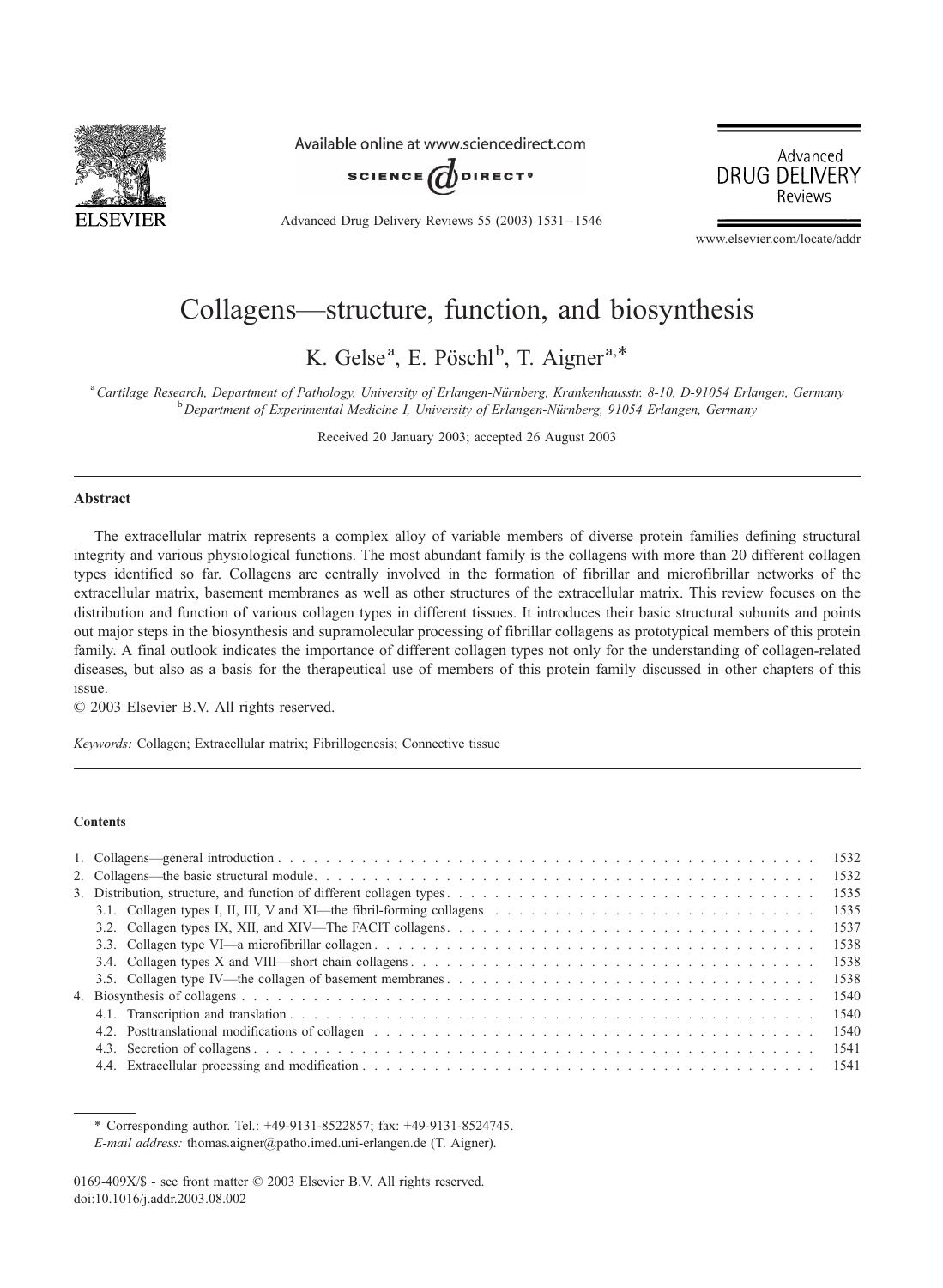# Collagens—structure, function, and biosynthesis

K. Gelse[a], E. Pöschl[b], T. Aigner[a,*]

[a] *Cartilage Research, Department of Pathology, University of Erlangen-Nürnberg, Krankenhausstr. 8-10, D-91054 Erlangen, Germany*
[b] *Department of Experimental Medicine I, University of Erlangen-Nürnberg, 91054 Erlangen, Germany*

Received 20 January 2003; accepted 26 August 2003

## Abstract

The extracellular matrix represents a complex alloy of variable members of diverse protein families defining structural integrity and various physiological functions. The most abundant family is the collagens with more than 20 different collagen types identified so far. Collagens are centrally involved in the formation of fibrillar and microfibrillar networks of the extracellular matrix, basement membranes as well as other structures of the extracellular matrix. This review focuses on the distribution and function of various collagen types in different tissues. It introduces their basic structural subunits and points out major steps in the biosynthesis and supramolecular processing of fibrillar collagens as prototypical members of this protein family. A final outlook indicates the importance of different collagen types not only for the understanding of collagen-related diseases, but also as a basis for the therapeutical use of members of this protein family discussed in other chapters of this issue.

© 2003 Elsevier B.V. All rights reserved.

*Keywords:* Collagen; Extracellular matrix; Fibrillogenesis; Connective tissue

## Contents

1. Collagens—general introduction . . . 1532
2. Collagens—the basic structural module . . . 1532
3. Distribution, structure, and function of different collagen types . . . 1535
   - 3.1. Collagen types I, II, III, V and XI—the fibril-forming collagens . . . 1535
   - 3.2. Collagen types IX, XII, and XIV—The FACIT collagens . . . 1537
   - 3.3. Collagen type VI—a microfibrillar collagen . . . 1538
   - 3.4. Collagen types X and VIII—short chain collagens . . . 1538
   - 3.5. Collagen type IV—the collagen of basement membranes . . . 1538
4. Biosynthesis of collagens . . . 1540
   - 4.1. Transcription and translation . . . 1540
   - 4.2. Posttranslational modifications of collagen . . . 1540
   - 4.3. Secretion of collagens . . . 1541
   - 4.4. Extracellular processing and modification . . . 1541

\* Corresponding author. Tel.: +49-9131-8522857; fax: +49-9131-8524745.
*E-mail address:* thomas.aigner@patho.imed.uni-erlangen.de (T. Aigner).

0169-409X/$ - see front matter © 2003 Elsevier B.V. All rights reserved.
doi:10.1016/j.addr.2003.08.002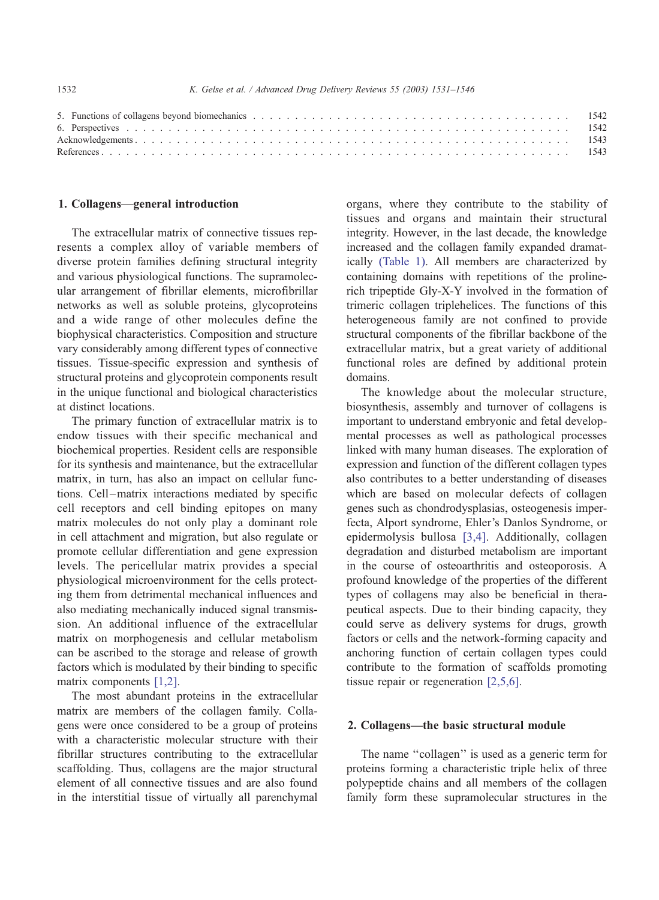5. Functions of collagens beyond biomechanics . . . . . . . . . . 1542
6. Perspectives . . . . . . . . . . 1542
Acknowledgements . . . . . . . . . . 1543
References . . . . . . . . . . 1543

## 1. Collagens—general introduction

The extracellular matrix of connective tissues represents a complex alloy of variable members of diverse protein families defining structural integrity and various physiological functions. The supramolecular arrangement of fibrillar elements, microfibrillar networks as well as soluble proteins, glycoproteins and a wide range of other molecules define the biophysical characteristics. Composition and structure vary considerably among different types of connective tissues. Tissue-specific expression and synthesis of structural proteins and glycoprotein components result in the unique functional and biological characteristics at distinct locations.

The primary function of extracellular matrix is to endow tissues with their specific mechanical and biochemical properties. Resident cells are responsible for its synthesis and maintenance, but the extracellular matrix, in turn, has also an impact on cellular functions. Cell–matrix interactions mediated by specific cell receptors and cell binding epitopes on many matrix molecules do not only play a dominant role in cell attachment and migration, but also regulate or promote cellular differentiation and gene expression levels. The pericellular matrix provides a special physiological microenvironment for the cells protecting them from detrimental mechanical influences and also mediating mechanically induced signal transmission. An additional influence of the extracellular matrix on morphogenesis and cellular metabolism can be ascribed to the storage and release of growth factors which is modulated by their binding to specific matrix components [1,2].

The most abundant proteins in the extracellular matrix are members of the collagen family. Collagens were once considered to be a group of proteins with a characteristic molecular structure with their fibrillar structures contributing to the extracellular scaffolding. Thus, collagens are the major structural element of all connective tissues and are also found in the interstitial tissue of virtually all parenchymal organs, where they contribute to the stability of tissues and organs and maintain their structural integrity. However, in the last decade, the knowledge increased and the collagen family expanded dramatically (Table 1). All members are characterized by containing domains with repetitions of the proline-rich tripeptide Gly-X-Y involved in the formation of trimeric collagen triplehelices. The functions of this heterogeneous family are not confined to provide structural components of the fibrillar backbone of the extracellular matrix, but a great variety of additional functional roles are defined by additional protein domains.

The knowledge about the molecular structure, biosynthesis, assembly and turnover of collagens is important to understand embryonic and fetal developmental processes as well as pathological processes linked with many human diseases. The exploration of expression and function of the different collagen types also contributes to a better understanding of diseases which are based on molecular defects of collagen genes such as chondrodysplasias, osteogenesis imperfecta, Alport syndrome, Ehler's Danlos Syndrome, or epidermolysis bullosa [3,4]. Additionally, collagen degradation and disturbed metabolism are important in the course of osteoarthritis and osteoporosis. A profound knowledge of the properties of the different types of collagens may also be beneficial in therapeutical aspects. Due to their binding capacity, they could serve as delivery systems for drugs, growth factors or cells and the network-forming capacity and anchoring function of certain collagen types could contribute to the formation of scaffolds promoting tissue repair or regeneration [2,5,6].

## 2. Collagens—the basic structural module

The name ''collagen'' is used as a generic term for proteins forming a characteristic triple helix of three polypeptide chains and all members of the collagen family form these supramolecular structures in the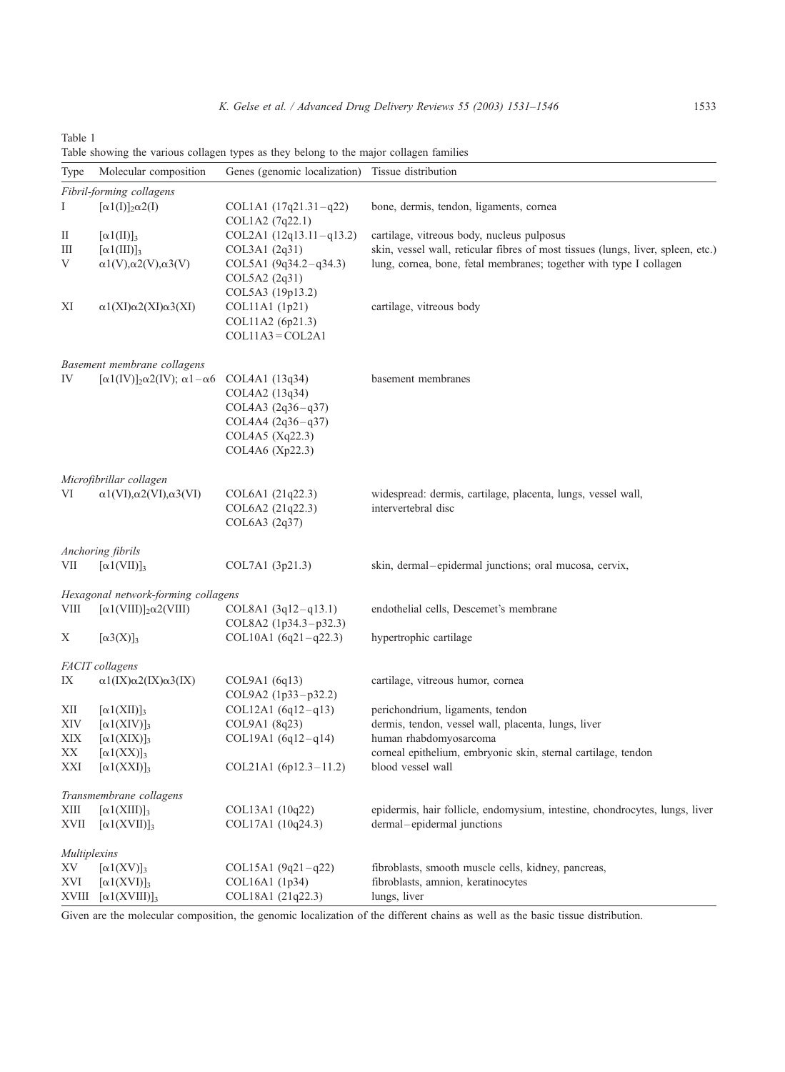Table 1
Table showing the various collagen types as they belong to the major collagen families

| Type | Molecular composition | Genes (genomic localization) | Tissue distribution |
|---|---|---|---|
| *Fibril-forming collagens* | | | |
| I | $[\alpha1(I)]_2\alpha2(I)$ | COL1A1 (17q21.31–q22)<br>COL1A2 (7q22.1) | bone, dermis, tendon, ligaments, cornea |
| II | $[\alpha1(II)]_3$ | COL2A1 (12q13.11–q13.2) | cartilage, vitreous body, nucleus pulposus |
| III | $[\alpha1(III)]_3$ | COL3A1 (2q31) | skin, vessel wall, reticular fibres of most tissues (lungs, liver, spleen, etc.) |
| V | $\alpha1(V),\alpha2(V),\alpha3(V)$ | COL5A1 (9q34.2–q34.3)<br>COL5A2 (2q31)<br>COL5A3 (19p13.2) | lung, cornea, bone, fetal membranes; together with type I collagen |
| XI | $\alpha1(XI)\alpha2(XI)\alpha3(XI)$ | COL11A1 (1p21)<br>COL11A2 (6p21.3)<br>COL11A3 = COL2A1 | cartilage, vitreous body |
| *Basement membrane collagens* | | | |
| IV | $[\alpha1(IV)]_2\alpha2(IV)$; $\alpha1-\alpha6$ | COL4A1 (13q34)<br>COL4A2 (13q34)<br>COL4A3 (2q36–q37)<br>COL4A4 (2q36–q37)<br>COL4A5 (Xq22.3)<br>COL4A6 (Xp22.3) | basement membranes |
| *Microfibrillar collagen* | | | |
| VI | $\alpha1(VI),\alpha2(VI),\alpha3(VI)$ | COL6A1 (21q22.3)<br>COL6A2 (21q22.3)<br>COL6A3 (2q37) | widespread: dermis, cartilage, placenta, lungs, vessel wall, intervertebral disc |
| *Anchoring fibrils* | | | |
| VII | $[\alpha1(VII)]_3$ | COL7A1 (3p21.3) | skin, dermal–epidermal junctions; oral mucosa, cervix, |
| *Hexagonal network-forming collagens* | | | |
| VIII | $[\alpha1(VIII)]_2\alpha2(VIII)$ | COL8A1 (3q12–q13.1)<br>COL8A2 (1p34.3–p32.3) | endothelial cells, Descemet's membrane |
| X | $[\alpha3(X)]_3$ | COL10A1 (6q21–q22.3) | hypertrophic cartilage |
| *FACIT collagens* | | | |
| IX | $\alpha1(IX)\alpha2(IX)\alpha3(IX)$ | COL9A1 (6q13)<br>COL9A2 (1p33–p32.2) | cartilage, vitreous humor, cornea |
| XII | $[\alpha1(XII)]_3$ | COL12A1 (6q12–q13) | perichondrium, ligaments, tendon |
| XIV | $[\alpha1(XIV)]_3$ | COL9A1 (8q23) | dermis, tendon, vessel wall, placenta, lungs, liver |
| XIX | $[\alpha1(XIX)]_3$ | COL19A1 (6q12–q14) | human rhabdomyosarcoma |
| XX | $[\alpha1(XX)]_3$ | | corneal epithelium, embryonic skin, sternal cartilage, tendon |
| XXI | $[\alpha1(XXI)]_3$ | COL21A1 (6p12.3–11.2) | blood vessel wall |
| *Transmembrane collagens* | | | |
| XIII | $[\alpha1(XIII)]_3$ | COL13A1 (10q22) | epidermis, hair follicle, endomysium, intestine, chondrocytes, lungs, liver |
| XVII | $[\alpha1(XVII)]_3$ | COL17A1 (10q24.3) | dermal–epidermal junctions |
| *Multiplexins* | | | |
| XV | $[\alpha1(XV)]_3$ | COL15A1 (9q21–q22) | fibroblasts, smooth muscle cells, kidney, pancreas, |
| XVI | $[\alpha1(XVI)]_3$ | COL16A1 (1p34) | fibroblasts, amnion, keratinocytes |
| XVIII | $[\alpha1(XVIII)]_3$ | COL18A1 (21q22.3) | lungs, liver |

Given are the molecular composition, the genomic localization of the different chains as well as the basic tissue distribution.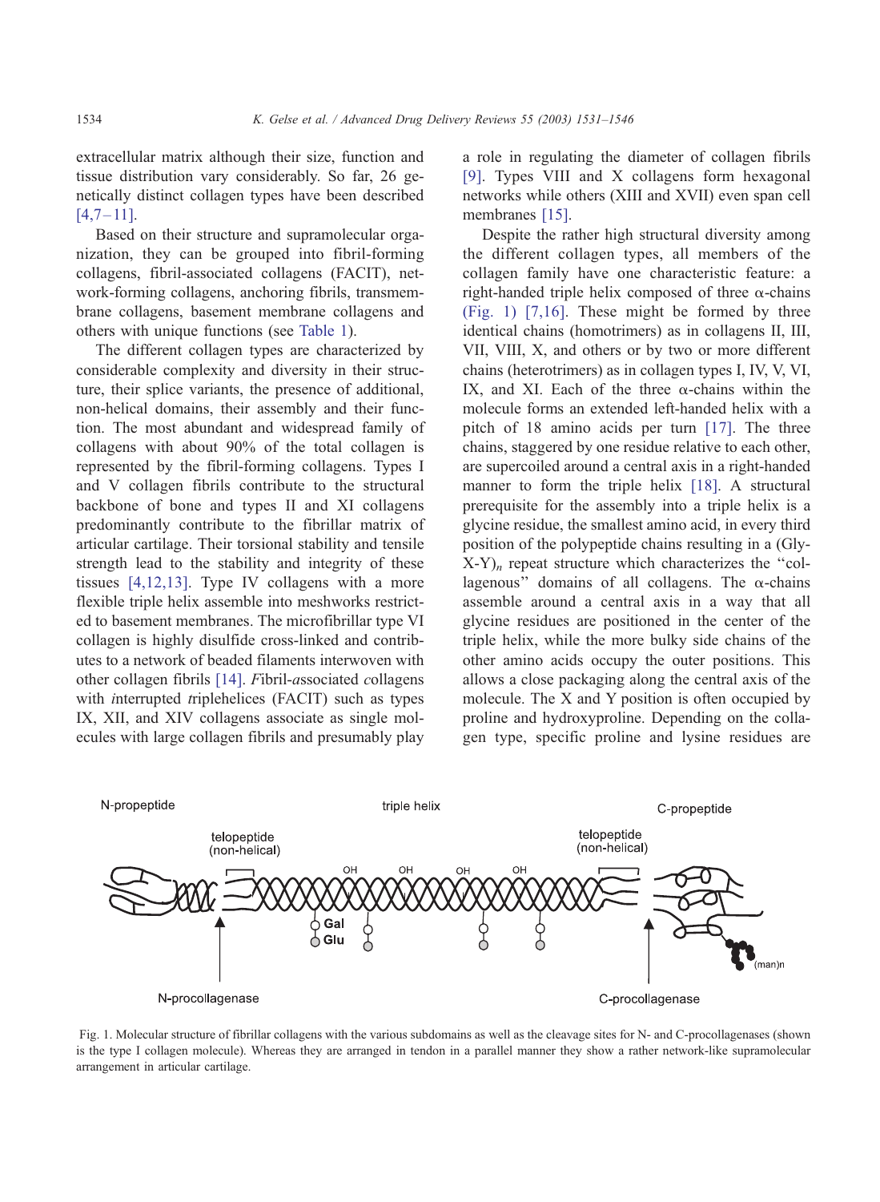extracellular matrix although their size, function and tissue distribution vary considerably. So far, 26 genetically distinct collagen types have been described [4,7–11].

Based on their structure and supramolecular organization, they can be grouped into fibril-forming collagens, fibril-associated collagens (FACIT), network-forming collagens, anchoring fibrils, transmembrane collagens, basement membrane collagens and others with unique functions (see Table 1).

The different collagen types are characterized by considerable complexity and diversity in their structure, their splice variants, the presence of additional, non-helical domains, their assembly and their function. The most abundant and widespread family of collagens with about 90% of the total collagen is represented by the fibril-forming collagens. Types I and V collagen fibrils contribute to the structural backbone of bone and types II and XI collagens predominantly contribute to the fibrillar matrix of articular cartilage. Their torsional stability and tensile strength lead to the stability and integrity of these tissues [4,12,13]. Type IV collagens with a more flexible triple helix assemble into meshworks restricted to basement membranes. The microfibrillar type VI collagen is highly disulfide cross-linked and contributes to a network of beaded filaments interwoven with other collagen fibrils [14]. *F*ibril-*a*ssociated *c*ollagens with *i*nterrupted *t*riplehelices (FACIT) such as types IX, XII, and XIV collagens associate as single molecules with large collagen fibrils and presumably play a role in regulating the diameter of collagen fibrils [9]. Types VIII and X collagens form hexagonal networks while others (XIII and XVII) even span cell membranes [15].

Despite the rather high structural diversity among the different collagen types, all members of the collagen family have one characteristic feature: a right-handed triple helix composed of three α-chains (Fig. 1) [7,16]. These might be formed by three identical chains (homotrimers) as in collagens II, III, VII, VIII, X, and others or by two or more different chains (heterotrimers) as in collagen types I, IV, V, VI, IX, and XI. Each of the three α-chains within the molecule forms an extended left-handed helix with a pitch of 18 amino acids per turn [17]. The three chains, staggered by one residue relative to each other, are supercoiled around a central axis in a right-handed manner to form the triple helix [18]. A structural prerequisite for the assembly into a triple helix is a glycine residue, the smallest amino acid, in every third position of the polypeptide chains resulting in a (Gly-X-Y)$_n$ repeat structure which characterizes the "collagenous" domains of all collagens. The α-chains assemble around a central axis in a way that all glycine residues are positioned in the center of the triple helix, while the more bulky side chains of the other amino acids occupy the outer positions. This allows a close packaging along the central axis of the molecule. The X and Y position is often occupied by proline and hydroxyproline. Depending on the collagen type, specific proline and lysine residues are

N-propeptide | triple helix | C-propeptide | telopeptide (non-helical) | telopeptide (non-helical) | OH | Gal | Glu | (man)n | N-procollagenase | C-procollagenase

Fig. 1. Molecular structure of fibrillar collagens with the various subdomains as well as the cleavage sites for N- and C-procollagenases (shown is the type I collagen molecule). Whereas they are arranged in tendon in a parallel manner they show a rather network-like supramolecular arrangement in articular cartilage.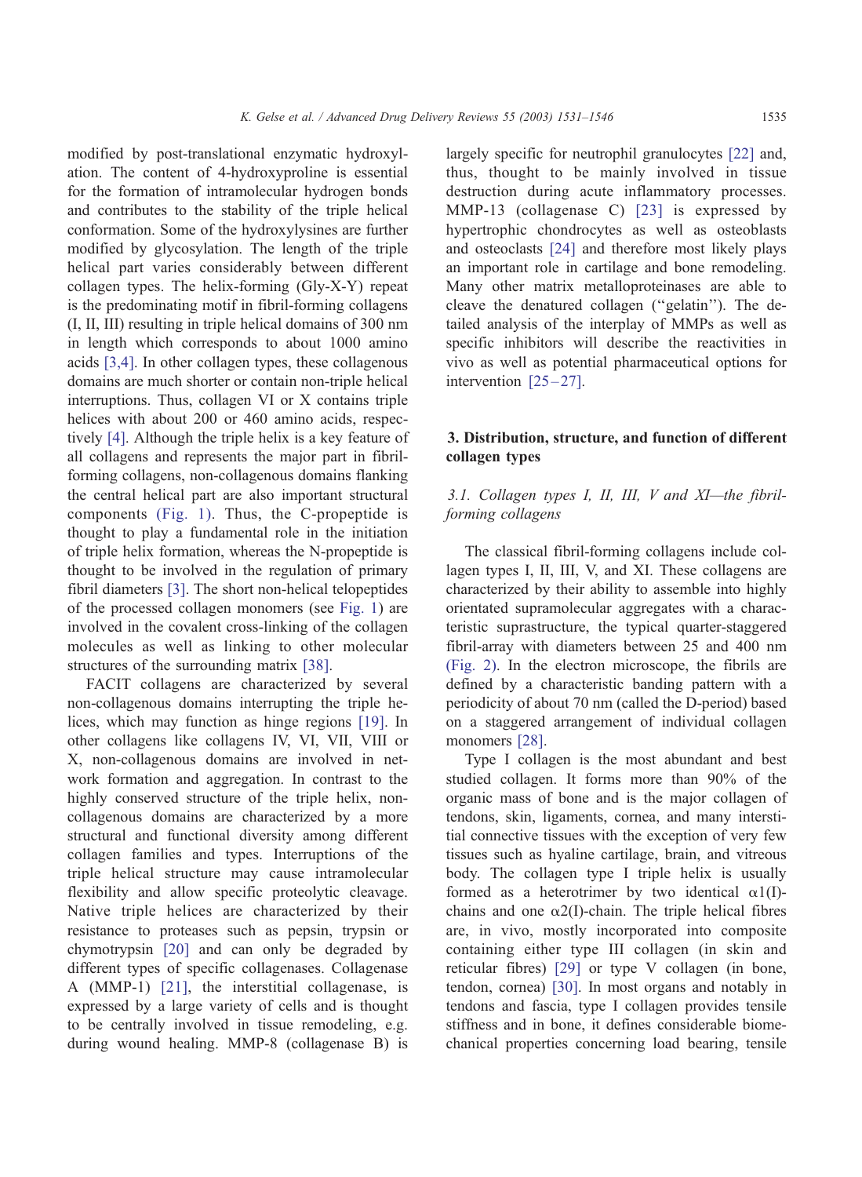modified by post-translational enzymatic hydroxylation. The content of 4-hydroxyproline is essential for the formation of intramolecular hydrogen bonds and contributes to the stability of the triple helical conformation. Some of the hydroxylysines are further modified by glycosylation. The length of the triple helical part varies considerably between different collagen types. The helix-forming (Gly-X-Y) repeat is the predominating motif in fibril-forming collagens (I, II, III) resulting in triple helical domains of 300 nm in length which corresponds to about 1000 amino acids [3,4]. In other collagen types, these collagenous domains are much shorter or contain non-triple helical interruptions. Thus, collagen VI or X contains triple helices with about 200 or 460 amino acids, respectively [4]. Although the triple helix is a key feature of all collagens and represents the major part in fibril-forming collagens, non-collagenous domains flanking the central helical part are also important structural components (Fig. 1). Thus, the C-propeptide is thought to play a fundamental role in the initiation of triple helix formation, whereas the N-propeptide is thought to be involved in the regulation of primary fibril diameters [3]. The short non-helical telopeptides of the processed collagen monomers (see Fig. 1) are involved in the covalent cross-linking of the collagen molecules as well as linking to other molecular structures of the surrounding matrix [38].

FACIT collagens are characterized by several non-collagenous domains interrupting the triple helices, which may function as hinge regions [19]. In other collagens like collagens IV, VI, VII, VIII or X, non-collagenous domains are involved in network formation and aggregation. In contrast to the highly conserved structure of the triple helix, non-collagenous domains are characterized by a more structural and functional diversity among different collagen families and types. Interruptions of the triple helical structure may cause intramolecular flexibility and allow specific proteolytic cleavage. Native triple helices are characterized by their resistance to proteases such as pepsin, trypsin or chymotrypsin [20] and can only be degraded by different types of specific collagenases. Collagenase A (MMP-1) [21], the interstitial collagenase, is expressed by a large variety of cells and is thought to be centrally involved in tissue remodeling, e.g. during wound healing. MMP-8 (collagenase B) is largely specific for neutrophil granulocytes [22] and, thus, thought to be mainly involved in tissue destruction during acute inflammatory processes. MMP-13 (collagenase C) [23] is expressed by hypertrophic chondrocytes as well as osteoblasts and osteoclasts [24] and therefore most likely plays an important role in cartilage and bone remodeling. Many other matrix metalloproteinases are able to cleave the denatured collagen ("gelatin"). The detailed analysis of the interplay of MMPs as well as specific inhibitors will describe the reactivities in vivo as well as potential pharmaceutical options for intervention [25–27].

## 3. Distribution, structure, and function of different collagen types

### *3.1. Collagen types I, II, III, V and XI—the fibril-forming collagens*

The classical fibril-forming collagens include collagen types I, II, III, V, and XI. These collagens are characterized by their ability to assemble into highly orientated supramolecular aggregates with a characteristic suprastructure, the typical quarter-staggered fibril-array with diameters between 25 and 400 nm (Fig. 2). In the electron microscope, the fibrils are defined by a characteristic banding pattern with a periodicity of about 70 nm (called the D-period) based on a staggered arrangement of individual collagen monomers [28].

Type I collagen is the most abundant and best studied collagen. It forms more than 90% of the organic mass of bone and is the major collagen of tendons, skin, ligaments, cornea, and many interstitial connective tissues with the exception of very few tissues such as hyaline cartilage, brain, and vitreous body. The collagen type I triple helix is usually formed as a heterotrimer by two identical $\alpha 1(I)$-chains and one $\alpha 2(I)$-chain. The triple helical fibres are, in vivo, mostly incorporated into composite containing either type III collagen (in skin and reticular fibres) [29] or type V collagen (in bone, tendon, cornea) [30]. In most organs and notably in tendons and fascia, type I collagen provides tensile stiffness and in bone, it defines considerable biomechanical properties concerning load bearing, tensile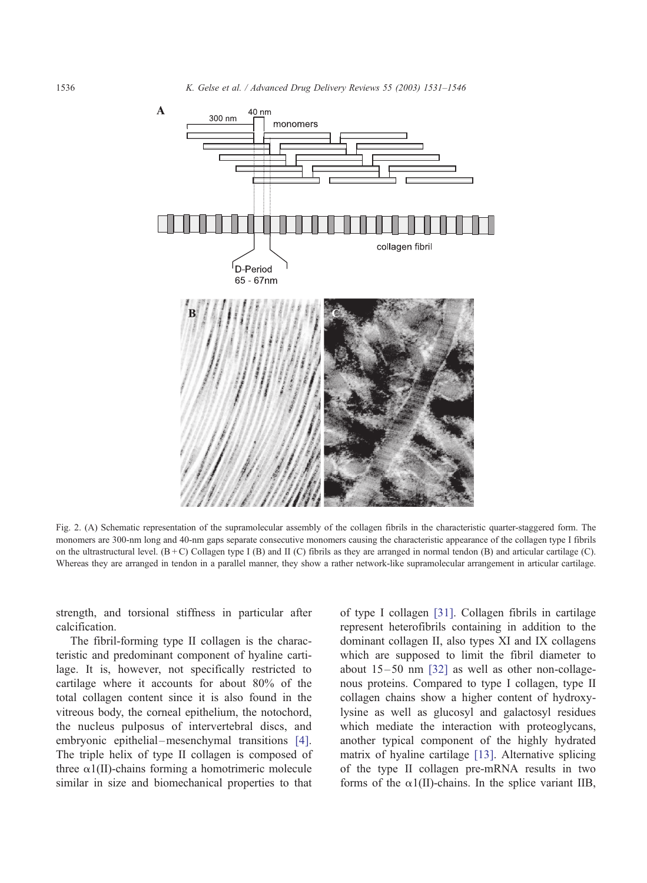Fig. 2. (A) Schematic representation of the supramolecular assembly of the collagen fibrils in the characteristic quarter-staggered form. The monomers are 300-nm long and 40-nm gaps separate consecutive monomers causing the characteristic appearance of the collagen type I fibrils on the ultrastructural level. (B + C) Collagen type I (B) and II (C) fibrils as they are arranged in normal tendon (B) and articular cartilage (C). Whereas they are arranged in tendon in a parallel manner, they show a rather network-like supramolecular arrangement in articular cartilage.

strength, and torsional stiffness in particular after calcification.

The fibril-forming type II collagen is the characteristic and predominant component of hyaline cartilage. It is, however, not specifically restricted to cartilage where it accounts for about 80% of the total collagen content since it is also found in the vitreous body, the corneal epithelium, the notochord, the nucleus pulposus of intervertebral discs, and embryonic epithelial–mesenchymal transitions [4]. The triple helix of type II collagen is composed of three α1(II)-chains forming a homotrimeric molecule similar in size and biomechanical properties to that of type I collagen [31]. Collagen fibrils in cartilage represent heterofibrils containing in addition to the dominant collagen II, also types XI and IX collagens which are supposed to limit the fibril diameter to about 15–50 nm [32] as well as other non-collagenous proteins. Compared to type I collagen, type II collagen chains show a higher content of hydroxylysine as well as glucosyl and galactosyl residues which mediate the interaction with proteoglycans, another typical component of the highly hydrated matrix of hyaline cartilage [13]. Alternative splicing of the type II collagen pre-mRNA results in two forms of the α1(II)-chains. In the splice variant IIB,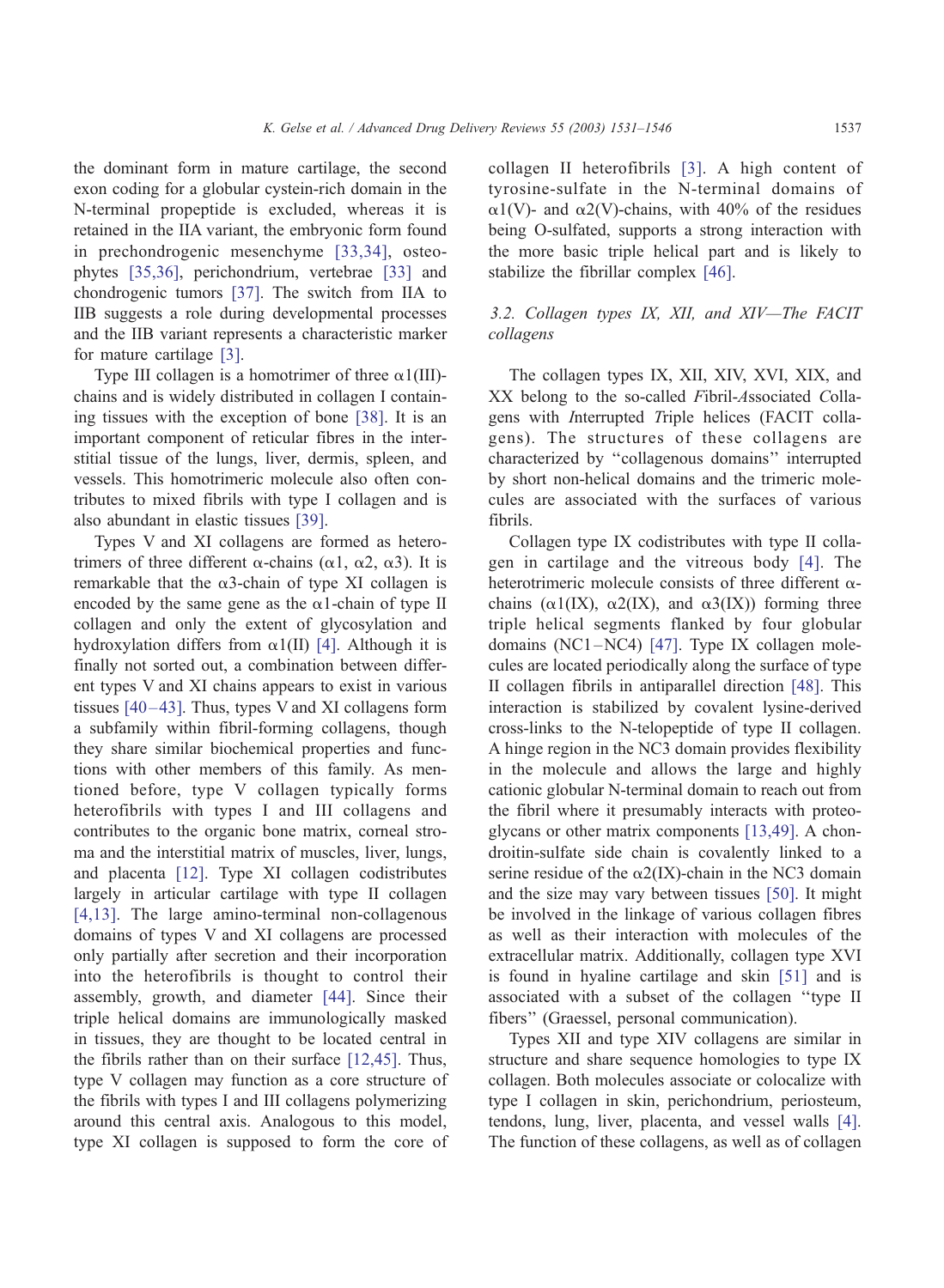the dominant form in mature cartilage, the second exon coding for a globular cystein-rich domain in the N-terminal propeptide is excluded, whereas it is retained in the IIA variant, the embryonic form found in prechondrogenic mesenchyme [33,34], osteophytes [35,36], perichondrium, vertebrae [33] and chondrogenic tumors [37]. The switch from IIA to IIB suggests a role during developmental processes and the IIB variant represents a characteristic marker for mature cartilage [3].

Type III collagen is a homotrimer of three α1(III)-chains and is widely distributed in collagen I containing tissues with the exception of bone [38]. It is an important component of reticular fibres in the interstitial tissue of the lungs, liver, dermis, spleen, and vessels. This homotrimeric molecule also often contributes to mixed fibrils with type I collagen and is also abundant in elastic tissues [39].

Types V and XI collagens are formed as heterotrimers of three different α-chains (α1, α2, α3). It is remarkable that the α3-chain of type XI collagen is encoded by the same gene as the α1-chain of type II collagen and only the extent of glycosylation and hydroxylation differs from α1(II) [4]. Although it is finally not sorted out, a combination between different types V and XI chains appears to exist in various tissues [40–43]. Thus, types V and XI collagens form a subfamily within fibril-forming collagens, though they share similar biochemical properties and functions with other members of this family. As mentioned before, type V collagen typically forms heterofibrils with types I and III collagens and contributes to the organic bone matrix, corneal stroma and the interstitial matrix of muscles, liver, lungs, and placenta [12]. Type XI collagen codistributes largely in articular cartilage with type II collagen [4,13]. The large amino-terminal non-collagenous domains of types V and XI collagens are processed only partially after secretion and their incorporation into the heterofibrils is thought to control their assembly, growth, and diameter [44]. Since their triple helical domains are immunologically masked in tissues, they are thought to be located central in the fibrils rather than on their surface [12,45]. Thus, type V collagen may function as a core structure of the fibrils with types I and III collagens polymerizing around this central axis. Analogous to this model, type XI collagen is supposed to form the core of collagen II heterofibrils [3]. A high content of tyrosine-sulfate in the N-terminal domains of α1(V)- and α2(V)-chains, with 40% of the residues being O-sulfated, supports a strong interaction with the more basic triple helical part and is likely to stabilize the fibrillar complex [46].

### 3.2. Collagen types IX, XII, and XIV—The FACIT collagens

The collagen types IX, XII, XIV, XVI, XIX, and XX belong to the so-called *F*ibril-*A*ssociated *C*ollagens with *I*nterrupted *T*riple helices (FACIT collagens). The structures of these collagens are characterized by "collagenous domains" interrupted by short non-helical domains and the trimeric molecules are associated with the surfaces of various fibrils.

Collagen type IX codistributes with type II collagen in cartilage and the vitreous body [4]. The heterotrimeric molecule consists of three different α-chains (α1(IX), α2(IX), and α3(IX)) forming three triple helical segments flanked by four globular domains (NC1–NC4) [47]. Type IX collagen molecules are located periodically along the surface of type II collagen fibrils in antiparallel direction [48]. This interaction is stabilized by covalent lysine-derived cross-links to the N-telopeptide of type II collagen. A hinge region in the NC3 domain provides flexibility in the molecule and allows the large and highly cationic globular N-terminal domain to reach out from the fibril where it presumably interacts with proteoglycans or other matrix components [13,49]. A chondroitin-sulfate side chain is covalently linked to a serine residue of the α2(IX)-chain in the NC3 domain and the size may vary between tissues [50]. It might be involved in the linkage of various collagen fibres as well as their interaction with molecules of the extracellular matrix. Additionally, collagen type XVI is found in hyaline cartilage and skin [51] and is associated with a subset of the collagen "type II fibers" (Graessel, personal communication).

Types XII and type XIV collagens are similar in structure and share sequence homologies to type IX collagen. Both molecules associate or colocalize with type I collagen in skin, perichondrium, periosteum, tendons, lung, liver, placenta, and vessel walls [4]. The function of these collagens, as well as of collagen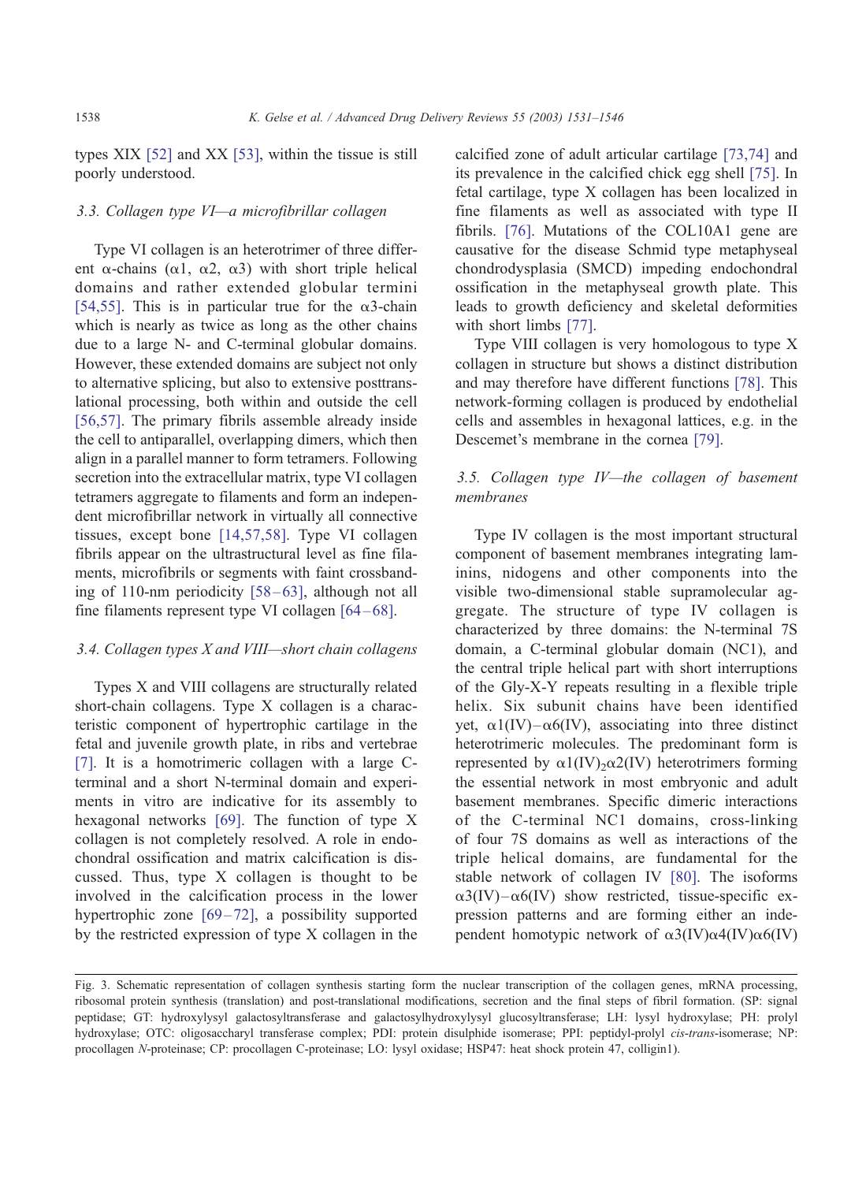types XIX [52] and XX [53], within the tissue is still poorly understood.

### 3.3. Collagen type VI—a microfibrillar collagen

Type VI collagen is an heterotrimer of three different α-chains (α1, α2, α3) with short triple helical domains and rather extended globular termini [54,55]. This is in particular true for the α3-chain which is nearly as twice as long as the other chains due to a large N- and C-terminal globular domains. However, these extended domains are subject not only to alternative splicing, but also to extensive posttranslational processing, both within and outside the cell [56,57]. The primary fibrils assemble already inside the cell to antiparallel, overlapping dimers, which then align in a parallel manner to form tetramers. Following secretion into the extracellular matrix, type VI collagen tetramers aggregate to filaments and form an independent microfibrillar network in virtually all connective tissues, except bone [14,57,58]. Type VI collagen fibrils appear on the ultrastructural level as fine filaments, microfibrils or segments with faint crossbanding of 110-nm periodicity [58–63], although not all fine filaments represent type VI collagen [64–68].

### 3.4. Collagen types X and VIII—short chain collagens

Types X and VIII collagens are structurally related short-chain collagens. Type X collagen is a characteristic component of hypertrophic cartilage in the fetal and juvenile growth plate, in ribs and vertebrae [7]. It is a homotrimeric collagen with a large C-terminal and a short N-terminal domain and experiments in vitro are indicative for its assembly to hexagonal networks [69]. The function of type X collagen is not completely resolved. A role in endochondral ossification and matrix calcification is discussed. Thus, type X collagen is thought to be involved in the calcification process in the lower hypertrophic zone [69–72], a possibility supported by the restricted expression of type X collagen in the calcified zone of adult articular cartilage [73,74] and its prevalence in the calcified chick egg shell [75]. In fetal cartilage, type X collagen has been localized in fine filaments as well as associated with type II fibrils. [76]. Mutations of the COL10A1 gene are causative for the disease Schmid type metaphyseal chondrodysplasia (SMCD) impeding endochondral ossification in the metaphyseal growth plate. This leads to growth deficiency and skeletal deformities with short limbs [77].

Type VIII collagen is very homologous to type X collagen in structure but shows a distinct distribution and may therefore have different functions [78]. This network-forming collagen is produced by endothelial cells and assembles in hexagonal lattices, e.g. in the Descemet's membrane in the cornea [79].

### 3.5. Collagen type IV—the collagen of basement membranes

Type IV collagen is the most important structural component of basement membranes integrating laminins, nidogens and other components into the visible two-dimensional stable supramolecular aggregate. The structure of type IV collagen is characterized by three domains: the N-terminal 7S domain, a C-terminal globular domain (NC1), and the central triple helical part with short interruptions of the Gly-X-Y repeats resulting in a flexible triple helix. Six subunit chains have been identified yet, α1(IV)–α6(IV), associating into three distinct heterotrimeric molecules. The predominant form is represented by $\alpha1(IV)_2\alpha2(IV)$ heterotrimers forming the essential network in most embryonic and adult basement membranes. Specific dimeric interactions of the C-terminal NC1 domains, cross-linking of four 7S domains as well as interactions of the triple helical domains, are fundamental for the stable network of collagen IV [80]. The isoforms α3(IV)–α6(IV) show restricted, tissue-specific expression patterns and are forming either an independent homotypic network of α3(IV)α4(IV)α6(IV)

Fig. 3. Schematic representation of collagen synthesis starting form the nuclear transcription of the collagen genes, mRNA processing, ribosomal protein synthesis (translation) and post-translational modifications, secretion and the final steps of fibril formation. (SP: signal peptidase; GT: hydroxylysyl galactosyltransferase and galactosylhydroxylysyl glucosyltransferase; LH: lysyl hydroxylase; PH: prolyl hydroxylase; OTC: oligosaccharyl transferase complex; PDI: protein disulphide isomerase; PPI: peptidyl-prolyl *cis-trans*-isomerase; NP: procollagen *N*-proteinase; CP: procollagen C-proteinase; LO: lysyl oxidase; HSP47: heat shock protein 47, colligin1).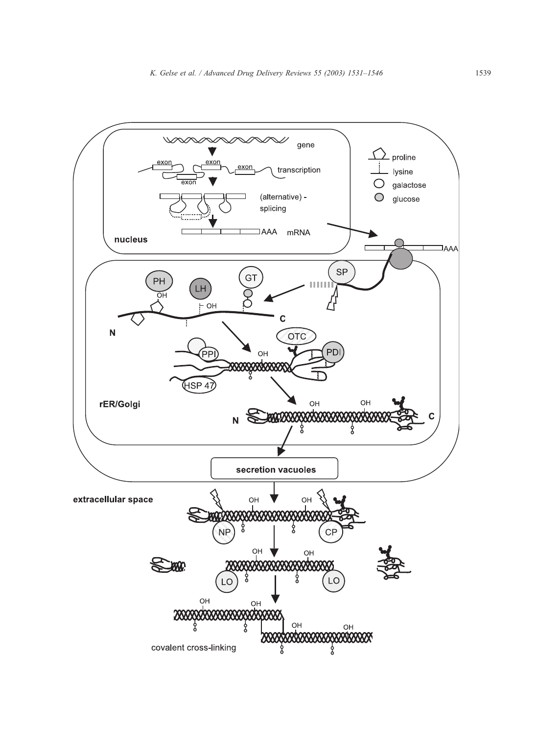gene

exon exon exon exon

transcription

(alternative) - splicing

AAA mRNA

nucleus

proline

lysine

galactose

glucose

AAA

SP

PH LH GT

OH OH

N C

OTC

PPI PDI

OH

HSP 47

rER/Golgi

OH OH

N C

secretion vacuoles

extracellular space

OH OH

NP CP

OH OH

LO LO

OH OH

OH OH

covalent cross-linking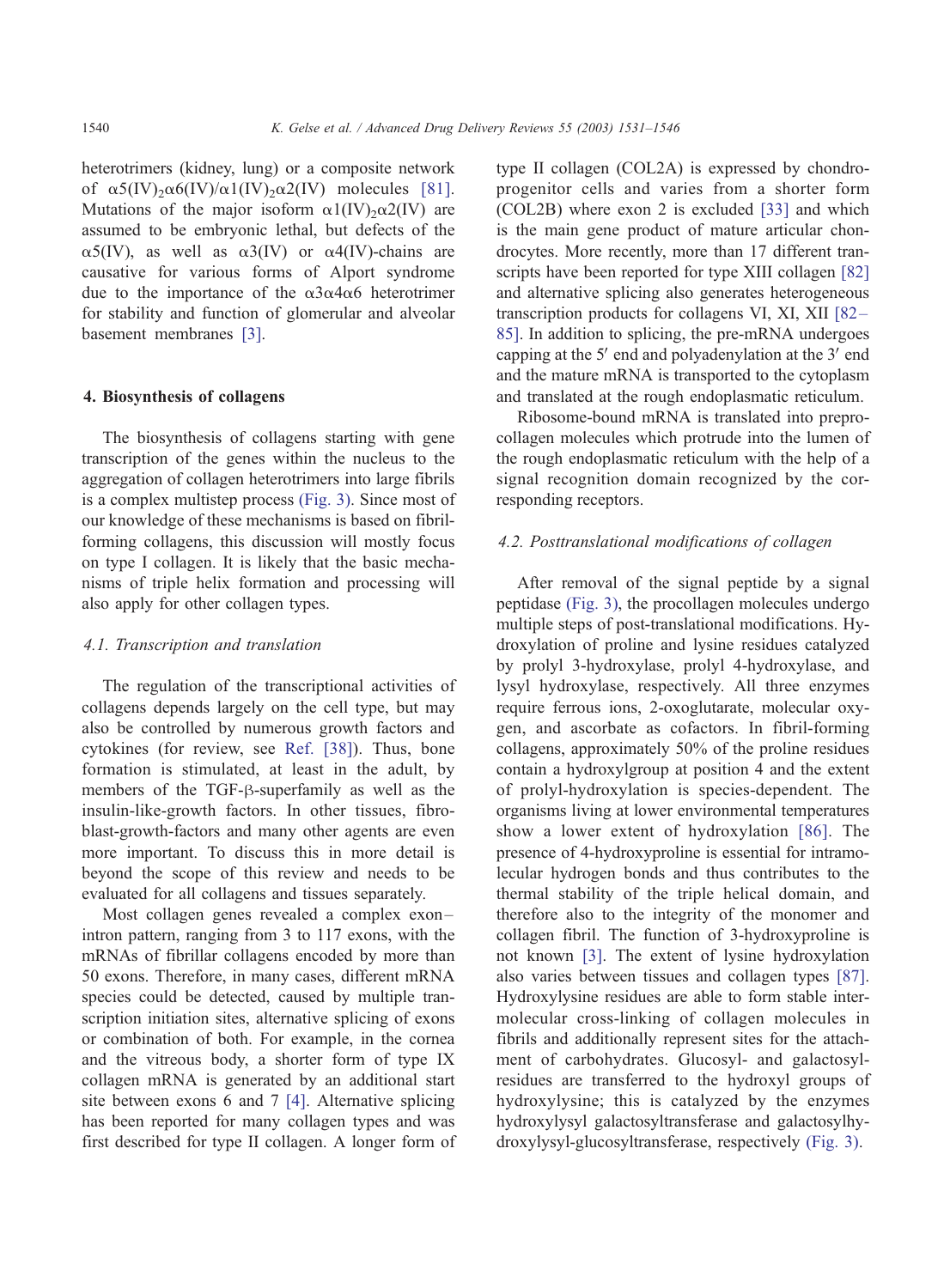heterotrimers (kidney, lung) or a composite network of $\alpha5(IV)_2\alpha6(IV)/\alpha1(IV)_2\alpha2(IV)$ molecules [81]. Mutations of the major isoform $\alpha1(IV)_2\alpha2(IV)$ are assumed to be embryonic lethal, but defects of the $\alpha5(IV)$, as well as $\alpha3(IV)$ or $\alpha4(IV)$-chains are causative for various forms of Alport syndrome due to the importance of the $\alpha3\alpha4\alpha6$ heterotrimer for stability and function of glomerular and alveolar basement membranes [3].

## 4. Biosynthesis of collagens

The biosynthesis of collagens starting with gene transcription of the genes within the nucleus to the aggregation of collagen heterotrimers into large fibrils is a complex multistep process (Fig. 3). Since most of our knowledge of these mechanisms is based on fibril-forming collagens, this discussion will mostly focus on type I collagen. It is likely that the basic mechanisms of triple helix formation and processing will also apply for other collagen types.

### 4.1. Transcription and translation

The regulation of the transcriptional activities of collagens depends largely on the cell type, but may also be controlled by numerous growth factors and cytokines (for review, see Ref. [38]). Thus, bone formation is stimulated, at least in the adult, by members of the TGF-β-superfamily as well as the insulin-like-growth factors. In other tissues, fibroblast-growth-factors and many other agents are even more important. To discuss this in more detail is beyond the scope of this review and needs to be evaluated for all collagens and tissues separately.

Most collagen genes revealed a complex exon–intron pattern, ranging from 3 to 117 exons, with the mRNAs of fibrillar collagens encoded by more than 50 exons. Therefore, in many cases, different mRNA species could be detected, caused by multiple transcription initiation sites, alternative splicing of exons or combination of both. For example, in the cornea and the vitreous body, a shorter form of type IX collagen mRNA is generated by an additional start site between exons 6 and 7 [4]. Alternative splicing has been reported for many collagen types and was first described for type II collagen. A longer form of type II collagen (COL2A) is expressed by chondroprogenitor cells and varies from a shorter form (COL2B) where exon 2 is excluded [33] and which is the main gene product of mature articular chondrocytes. More recently, more than 17 different transcripts have been reported for type XIII collagen [82] and alternative splicing also generates heterogeneous transcription products for collagens VI, XI, XII [82–85]. In addition to splicing, the pre-mRNA undergoes capping at the 5′ end and polyadenylation at the 3′ end and the mature mRNA is transported to the cytoplasm and translated at the rough endoplasmatic reticulum.

Ribosome-bound mRNA is translated into preprocollagen molecules which protrude into the lumen of the rough endoplasmatic reticulum with the help of a signal recognition domain recognized by the corresponding receptors.

### 4.2. Posttranslational modifications of collagen

After removal of the signal peptide by a signal peptidase (Fig. 3), the procollagen molecules undergo multiple steps of post-translational modifications. Hydroxylation of proline and lysine residues catalyzed by prolyl 3-hydroxylase, prolyl 4-hydroxylase, and lysyl hydroxylase, respectively. All three enzymes require ferrous ions, 2-oxoglutarate, molecular oxygen, and ascorbate as cofactors. In fibril-forming collagens, approximately 50% of the proline residues contain a hydroxylgroup at position 4 and the extent of prolyl-hydroxylation is species-dependent. The organisms living at lower environmental temperatures show a lower extent of hydroxylation [86]. The presence of 4-hydroxyproline is essential for intramolecular hydrogen bonds and thus contributes to the thermal stability of the triple helical domain, and therefore also to the integrity of the monomer and collagen fibril. The function of 3-hydroxyproline is not known [3]. The extent of lysine hydroxylation also varies between tissues and collagen types [87]. Hydroxylysine residues are able to form stable intermolecular cross-linking of collagen molecules in fibrils and additionally represent sites for the attachment of carbohydrates. Glucosyl- and galactosyl-residues are transferred to the hydroxyl groups of hydroxylysine; this is catalyzed by the enzymes hydroxylysyl galactosyltransferase and galactosylhydroxylysyl-glucosyltransferase, respectively (Fig. 3).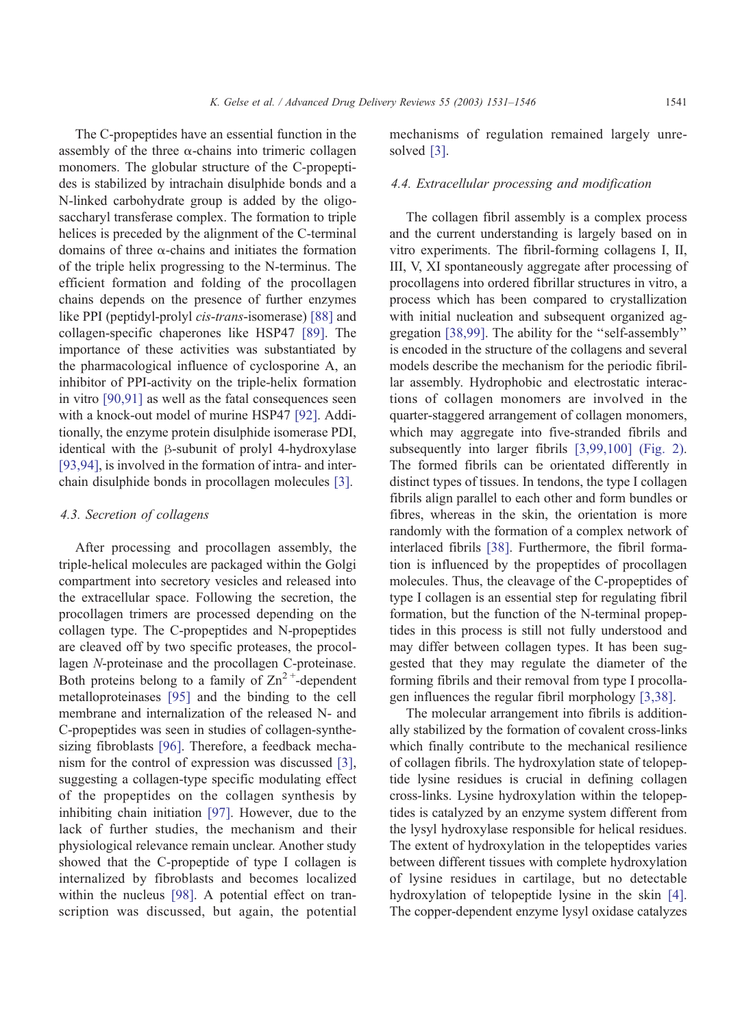The C-propeptides have an essential function in the assembly of the three α-chains into trimeric collagen monomers. The globular structure of the C-propeptides is stabilized by intrachain disulphide bonds and a N-linked carbohydrate group is added by the oligosaccharyl transferase complex. The formation to triple helices is preceded by the alignment of the C-terminal domains of three α-chains and initiates the formation of the triple helix progressing to the N-terminus. The efficient formation and folding of the procollagen chains depends on the presence of further enzymes like PPI (peptidyl-prolyl *cis-trans*-isomerase) [88] and collagen-specific chaperones like HSP47 [89]. The importance of these activities was substantiated by the pharmacological influence of cyclosporine A, an inhibitor of PPI-activity on the triple-helix formation in vitro [90,91] as well as the fatal consequences seen with a knock-out model of murine HSP47 [92]. Additionally, the enzyme protein disulphide isomerase PDI, identical with the β-subunit of prolyl 4-hydroxylase [93,94], is involved in the formation of intra- and interchain disulphide bonds in procollagen molecules [3].

### 4.3. Secretion of collagens

After processing and procollagen assembly, the triple-helical molecules are packaged within the Golgi compartment into secretory vesicles and released into the extracellular space. Following the secretion, the procollagen trimers are processed depending on the collagen type. The C-propeptides and N-propeptides are cleaved off by two specific proteases, the procollagen *N*-proteinase and the procollagen C-proteinase. Both proteins belong to a family of $Zn^{2+}$-dependent metalloproteinases [95] and the binding to the cell membrane and internalization of the released N- and C-propeptides was seen in studies of collagen-synthesizing fibroblasts [96]. Therefore, a feedback mechanism for the control of expression was discussed [3], suggesting a collagen-type specific modulating effect of the propeptides on the collagen synthesis by inhibiting chain initiation [97]. However, due to the lack of further studies, the mechanism and their physiological relevance remain unclear. Another study showed that the C-propeptide of type I collagen is internalized by fibroblasts and becomes localized within the nucleus [98]. A potential effect on transcription was discussed, but again, the potential mechanisms of regulation remained largely unresolved [3].

### 4.4. Extracellular processing and modification

The collagen fibril assembly is a complex process and the current understanding is largely based on in vitro experiments. The fibril-forming collagens I, II, III, V, XI spontaneously aggregate after processing of procollagens into ordered fibrillar structures in vitro, a process which has been compared to crystallization with initial nucleation and subsequent organized aggregation [38,99]. The ability for the "self-assembly" is encoded in the structure of the collagens and several models describe the mechanism for the periodic fibrillar assembly. Hydrophobic and electrostatic interactions of collagen monomers are involved in the quarter-staggered arrangement of collagen monomers, which may aggregate into five-stranded fibrils and subsequently into larger fibrils [3,99,100] (Fig. 2). The formed fibrils can be orientated differently in distinct types of tissues. In tendons, the type I collagen fibrils align parallel to each other and form bundles or fibres, whereas in the skin, the orientation is more randomly with the formation of a complex network of interlaced fibrils [38]. Furthermore, the fibril formation is influenced by the propeptides of procollagen molecules. Thus, the cleavage of the C-propeptides of type I collagen is an essential step for regulating fibril formation, but the function of the N-terminal propeptides in this process is still not fully understood and may differ between collagen types. It has been suggested that they may regulate the diameter of the forming fibrils and their removal from type I procollagen influences the regular fibril morphology [3,38].

The molecular arrangement into fibrils is additionally stabilized by the formation of covalent cross-links which finally contribute to the mechanical resilience of collagen fibrils. The hydroxylation state of telopeptide lysine residues is crucial in defining collagen cross-links. Lysine hydroxylation within the telopeptides is catalyzed by an enzyme system different from the lysyl hydroxylase responsible for helical residues. The extent of hydroxylation in the telopeptides varies between different tissues with complete hydroxylation of lysine residues in cartilage, but no detectable hydroxylation of telopeptide lysine in the skin [4]. The copper-dependent enzyme lysyl oxidase catalyzes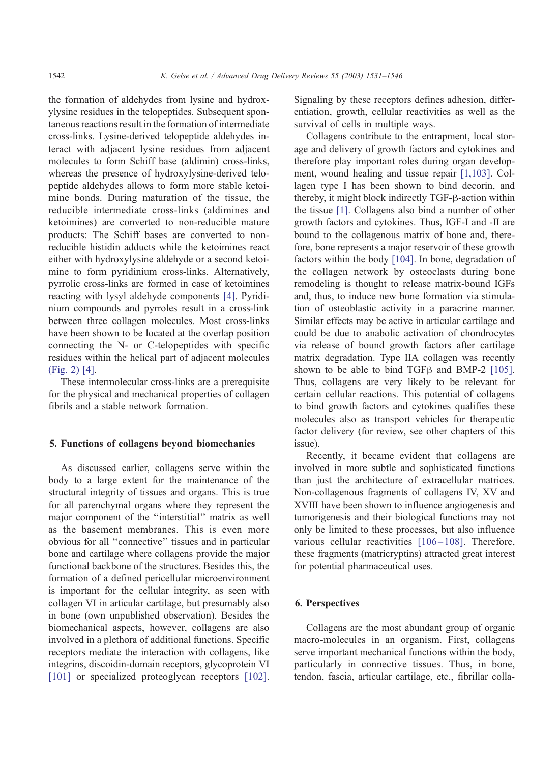the formation of aldehydes from lysine and hydroxylysine residues in the telopeptides. Subsequent spontaneous reactions result in the formation of intermediate cross-links. Lysine-derived telopeptide aldehydes interact with adjacent lysine residues from adjacent molecules to form Schiff base (aldimin) cross-links, whereas the presence of hydroxylysine-derived telopeptide aldehydes allows to form more stable ketoimine bonds. During maturation of the tissue, the reducible intermediate cross-links (aldimines and ketoimines) are converted to non-reducible mature products: The Schiff bases are converted to non-reducible histidin adducts while the ketoimines react either with hydroxylysine aldehyde or a second ketoimine to form pyridinium cross-links. Alternatively, pyrrolic cross-links are formed in case of ketoimines reacting with lysyl aldehyde components [4]. Pyridinium compounds and pyrroles result in a cross-link between three collagen molecules. Most cross-links have been shown to be located at the overlap position connecting the N- or C-telopeptides with specific residues within the helical part of adjacent molecules (Fig. 2) [4].

These intermolecular cross-links are a prerequisite for the physical and mechanical properties of collagen fibrils and a stable network formation.

## 5. Functions of collagens beyond biomechanics

As discussed earlier, collagens serve within the body to a large extent for the maintenance of the structural integrity of tissues and organs. This is true for all parenchymal organs where they represent the major component of the ''interstitial'' matrix as well as the basement membranes. This is even more obvious for all ''connective'' tissues and in particular bone and cartilage where collagens provide the major functional backbone of the structures. Besides this, the formation of a defined pericellular microenvironment is important for the cellular integrity, as seen with collagen VI in articular cartilage, but presumably also in bone (own unpublished observation). Besides the biomechanical aspects, however, collagens are also involved in a plethora of additional functions. Specific receptors mediate the interaction with collagens, like integrins, discoidin-domain receptors, glycoprotein VI [101] or specialized proteoglycan receptors [102]. Signaling by these receptors defines adhesion, differentiation, growth, cellular reactivities as well as the survival of cells in multiple ways.

Collagens contribute to the entrapment, local storage and delivery of growth factors and cytokines and therefore play important roles during organ development, wound healing and tissue repair [1,103]. Collagen type I has been shown to bind decorin, and thereby, it might block indirectly TGF-β-action within the tissue [1]. Collagens also bind a number of other growth factors and cytokines. Thus, IGF-I and -II are bound to the collagenous matrix of bone and, therefore, bone represents a major reservoir of these growth factors within the body [104]. In bone, degradation of the collagen network by osteoclasts during bone remodeling is thought to release matrix-bound IGFs and, thus, to induce new bone formation via stimulation of osteoblastic activity in a paracrine manner. Similar effects may be active in articular cartilage and could be due to anabolic activation of chondrocytes via release of bound growth factors after cartilage matrix degradation. Type IIA collagen was recently shown to be able to bind TGFβ and BMP-2 [105]. Thus, collagens are very likely to be relevant for certain cellular reactions. This potential of collagens to bind growth factors and cytokines qualifies these molecules also as transport vehicles for therapeutic factor delivery (for review, see other chapters of this issue).

Recently, it became evident that collagens are involved in more subtle and sophisticated functions than just the architecture of extracellular matrices. Non-collagenous fragments of collagens IV, XV and XVIII have been shown to influence angiogenesis and tumorigenesis and their biological functions may not only be limited to these processes, but also influence various cellular reactivities [106–108]. Therefore, these fragments (matricryptins) attracted great interest for potential pharmaceutical uses.

## 6. Perspectives

Collagens are the most abundant group of organic macro-molecules in an organism. First, collagens serve important mechanical functions within the body, particularly in connective tissues. Thus, in bone, tendon, fascia, articular cartilage, etc., fibrillar colla-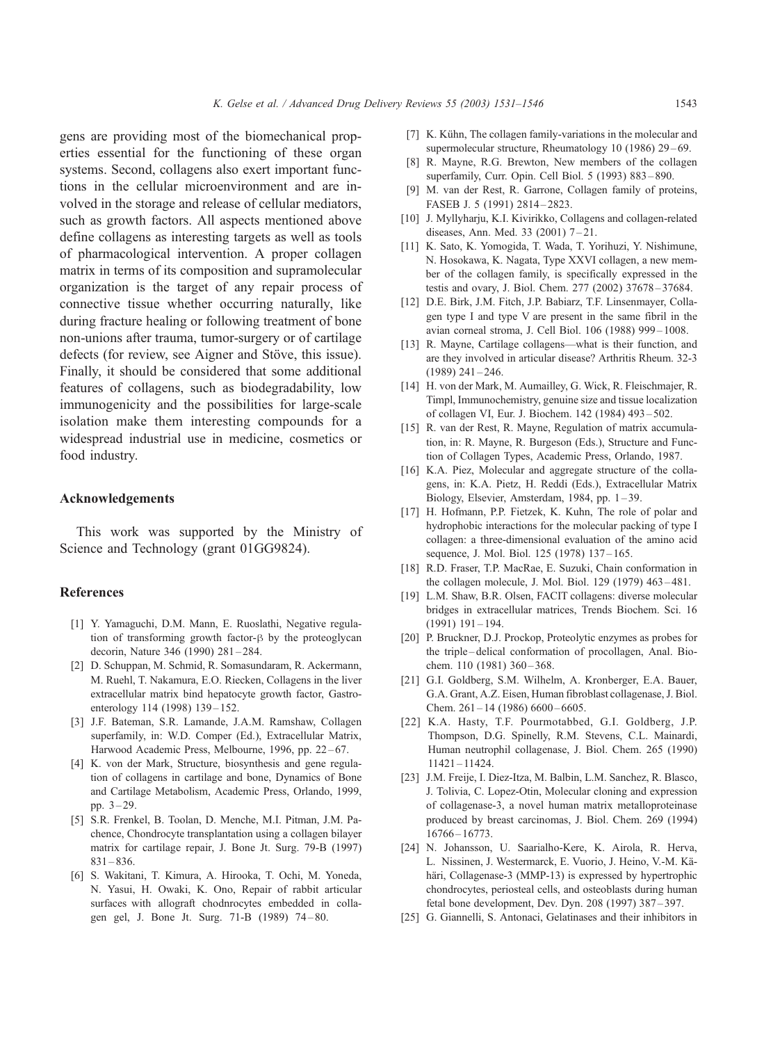gens are providing most of the biomechanical properties essential for the functioning of these organ systems. Second, collagens also exert important functions in the cellular microenvironment and are involved in the storage and release of cellular mediators, such as growth factors. All aspects mentioned above define collagens as interesting targets as well as tools of pharmacological intervention. A proper collagen matrix in terms of its composition and supramolecular organization is the target of any repair process of connective tissue whether occurring naturally, like during fracture healing or following treatment of bone non-unions after trauma, tumor-surgery or of cartilage defects (for review, see Aigner and Stöve, this issue). Finally, it should be considered that some additional features of collagens, such as biodegradability, low immunogenicity and the possibilities for large-scale isolation make them interesting compounds for a widespread industrial use in medicine, cosmetics or food industry.

## Acknowledgements

This work was supported by the Ministry of Science and Technology (grant 01GG9824).

## References

[1] Y. Yamaguchi, D.M. Mann, E. Ruoslathi, Negative regulation of transforming growth factor-β by the proteoglycan decorin, Nature 346 (1990) 281–284.

[2] D. Schuppan, M. Schmid, R. Somasundaram, R. Ackermann, M. Ruehl, T. Nakamura, E.O. Riecken, Collagens in the liver extracellular matrix bind hepatocyte growth factor, Gastroenterology 114 (1998) 139–152.

[3] J.F. Bateman, S.R. Lamande, J.A.M. Ramshaw, Collagen superfamily, in: W.D. Comper (Ed.), Extracellular Matrix, Harwood Academic Press, Melbourne, 1996, pp. 22–67.

[4] K. von der Mark, Structure, biosynthesis and gene regulation of collagens in cartilage and bone, Dynamics of Bone and Cartilage Metabolism, Academic Press, Orlando, 1999, pp. 3–29.

[5] S.R. Frenkel, B. Toolan, D. Menche, M.I. Pitman, J.M. Pachence, Chondrocyte transplantation using a collagen bilayer matrix for cartilage repair, J. Bone Jt. Surg. 79-B (1997) 831–836.

[6] S. Wakitani, T. Kimura, A. Hirooka, T. Ochi, M. Yoneda, N. Yasui, H. Owaki, K. Ono, Repair of rabbit articular surfaces with allograft chodnrocytes embedded in collagen gel, J. Bone Jt. Surg. 71-B (1989) 74–80.

[7] K. Kühn, The collagen family-variations in the molecular and supermolecular structure, Rheumatology 10 (1986) 29–69.

[8] R. Mayne, R.G. Brewton, New members of the collagen superfamily, Curr. Opin. Cell Biol. 5 (1993) 883–890.

[9] M. van der Rest, R. Garrone, Collagen family of proteins, FASEB J. 5 (1991) 2814–2823.

[10] J. Myllyharju, K.I. Kivirikko, Collagens and collagen-related diseases, Ann. Med. 33 (2001) 7–21.

[11] K. Sato, K. Yomogida, T. Wada, T. Yorihuzi, Y. Nishimune, N. Hosokawa, K. Nagata, Type XXVI collagen, a new member of the collagen family, is specifically expressed in the testis and ovary, J. Biol. Chem. 277 (2002) 37678–37684.

[12] D.E. Birk, J.M. Fitch, J.P. Babiarz, T.F. Linsenmayer, Collagen type I and type V are present in the same fibril in the avian corneal stroma, J. Cell Biol. 106 (1988) 999–1008.

[13] R. Mayne, Cartilage collagens—what is their function, and are they involved in articular disease? Arthritis Rheum. 32-3 (1989) 241–246.

[14] H. von der Mark, M. Aumailley, G. Wick, R. Fleischmajer, R. Timpl, Immunochemistry, genuine size and tissue localization of collagen VI, Eur. J. Biochem. 142 (1984) 493–502.

[15] R. van der Rest, R. Mayne, Regulation of matrix accumulation, in: R. Mayne, R. Burgeson (Eds.), Structure and Function of Collagen Types, Academic Press, Orlando, 1987.

[16] K.A. Piez, Molecular and aggregate structure of the collagens, in: K.A. Pietz, H. Reddi (Eds.), Extracellular Matrix Biology, Elsevier, Amsterdam, 1984, pp. 1–39.

[17] H. Hofmann, P.P. Fietzek, K. Kuhn, The role of polar and hydrophobic interactions for the molecular packing of type I collagen: a three-dimensional evaluation of the amino acid sequence, J. Mol. Biol. 125 (1978) 137–165.

[18] R.D. Fraser, T.P. MacRae, E. Suzuki, Chain conformation in the collagen molecule, J. Mol. Biol. 129 (1979) 463–481.

[19] L.M. Shaw, B.R. Olsen, FACIT collagens: diverse molecular bridges in extracellular matrices, Trends Biochem. Sci. 16 (1991) 191–194.

[20] P. Bruckner, D.J. Prockop, Proteolytic enzymes as probes for the triple–delical conformation of procollagen, Anal. Biochem. 110 (1981) 360–368.

[21] G.I. Goldberg, S.M. Wilhelm, A. Kronberger, E.A. Bauer, G.A. Grant, A.Z. Eisen, Human fibroblast collagenase, J. Biol. Chem. 261–14 (1986) 6600–6605.

[22] K.A. Hasty, T.F. Pourmotabbed, G.I. Goldberg, J.P. Thompson, D.G. Spinelly, R.M. Stevens, C.L. Mainardi, Human neutrophil collagenase, J. Biol. Chem. 265 (1990) 11421–11424.

[23] J.M. Freije, I. Diez-Itza, M. Balbin, L.M. Sanchez, R. Blasco, J. Tolivia, C. Lopez-Otin, Molecular cloning and expression of collagenase-3, a novel human matrix metalloproteinase produced by breast carcinomas, J. Biol. Chem. 269 (1994) 16766–16773.

[24] N. Johansson, U. Saarialho-Kere, K. Airola, R. Herva, L. Nissinen, J. Westermarck, E. Vuorio, J. Heino, V.-M. Kähäri, Collagenase-3 (MMP-13) is expressed by hypertrophic chondrocytes, periosteal cells, and osteoblasts during human fetal bone development, Dev. Dyn. 208 (1997) 387–397.

[25] G. Giannelli, S. Antonaci, Gelatinases and their inhibitors in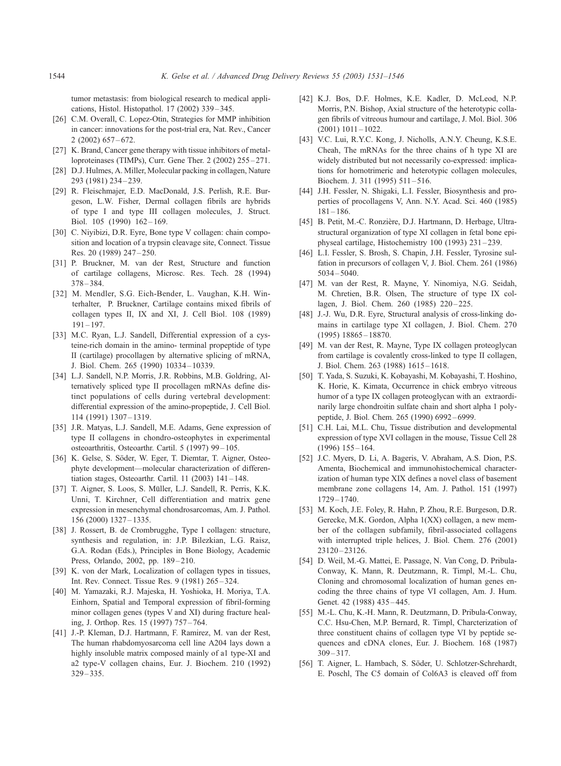tumor metastasis: from biological research to medical applications, Histol. Histopathol. 17 (2002) 339–345.

[26] C.M. Overall, C. Lopez-Otin, Strategies for MMP inhibition in cancer: innovations for the post-trial era, Nat. Rev., Cancer 2 (2002) 657–672.

[27] K. Brand, Cancer gene therapy with tissue inhibitors of metalloproteinases (TIMPs), Curr. Gene Ther. 2 (2002) 255–271.

[28] D.J. Hulmes, A. Miller, Molecular packing in collagen, Nature 293 (1981) 234–239.

[29] R. Fleischmajer, E.D. MacDonald, J.S. Perlish, R.E. Burgeson, L.W. Fisher, Dermal collagen fibrils are hybrids of type I and type III collagen molecules, J. Struct. Biol. 105 (1990) 162–169.

[30] C. Niyibizi, D.R. Eyre, Bone type V collagen: chain composition and location of a trypsin cleavage site, Connect. Tissue Res. 20 (1989) 247–250.

[31] P. Bruckner, M. van der Rest, Structure and function of cartilage collagens, Microsc. Res. Tech. 28 (1994) 378–384.

[32] M. Mendler, S.G. Eich-Bender, L. Vaughan, K.H. Winterhalter, P. Bruckner, Cartilage contains mixed fibrils of collagen types II, IX and XI, J. Cell Biol. 108 (1989) 191–197.

[33] M.C. Ryan, L.J. Sandell, Differential expression of a cysteine-rich domain in the amino- terminal propeptide of type II (cartilage) procollagen by alternative splicing of mRNA, J. Biol. Chem. 265 (1990) 10334–10339.

[34] L.J. Sandell, N.P. Morris, J.R. Robbins, M.B. Goldring, Alternatively spliced type II procollagen mRNAs define distinct populations of cells during vertebral development: differential expression of the amino-propeptide, J. Cell Biol. 114 (1991) 1307–1319.

[35] J.R. Matyas, L.J. Sandell, M.E. Adams, Gene expression of type II collagens in chondro-osteophytes in experimental osteoarthritis, Osteoarthr. Cartil. 5 (1997) 99–105.

[36] K. Gelse, S. Söder, W. Eger, T. Diemtar, T. Aigner, Osteophyte development—molecular characterization of differentiation stages, Osteoarthr. Cartil. 11 (2003) 141–148.

[37] T. Aigner, S. Loos, S. Müller, L.J. Sandell, R. Perris, K.K. Unni, T. Kirchner, Cell differentiation and matrix gene expression in mesenchymal chondrosarcomas, Am. J. Pathol. 156 (2000) 1327–1335.

[38] J. Rossert, B. de Crombrugghe, Type I collagen: structure, synthesis and regulation, in: J.P. Bilezkian, L.G. Raisz, G.A. Rodan (Eds.), Principles in Bone Biology, Academic Press, Orlando, 2002, pp. 189–210.

[39] K. von der Mark, Localization of collagen types in tissues, Int. Rev. Connect. Tissue Res. 9 (1981) 265–324.

[40] M. Yamazaki, R.J. Majeska, H. Yoshioka, H. Moriya, T.A. Einhorn, Spatial and Temporal expression of fibril-forming minor collagen genes (types V and XI) during fracture healing, J. Orthop. Res. 15 (1997) 757–764.

[41] J.-P. Kleman, D.J. Hartmann, F. Ramirez, M. van der Rest, The human rhabdomyosarcoma cell line A204 lays down a highly insoluble matrix composed mainly of a1 type-XI and a2 type-V collagen chains, Eur. J. Biochem. 210 (1992) 329–335.

[42] K.J. Bos, D.F. Holmes, K.E. Kadler, D. McLeod, N.P. Morris, P.N. Bishop, Axial structure of the heterotypic collagen fibrils of vitreous humour and cartilage, J. Mol. Biol. 306 (2001) 1011–1022.

[43] V.C. Lui, R.Y.C. Kong, J. Nicholls, A.N.Y. Cheung, K.S.E. Cheah, The mRNAs for the three chains of h type XI are widely distributed but not necessarily co-expressed: implications for homotrimeric and heterotypic collagen molecules, Biochem. J. 311 (1995) 511–516.

[44] J.H. Fessler, N. Shigaki, L.I. Fessler, Biosynthesis and properties of procollagens V, Ann. N.Y. Acad. Sci. 460 (1985) 181–186.

[45] B. Petit, M.-C. Ronzière, D.J. Hartmann, D. Herbage, Ultrastructural organization of type XI collagen in fetal bone epiphyseal cartilage, Histochemistry 100 (1993) 231–239.

[46] L.I. Fessler, S. Brosh, S. Chapin, J.H. Fessler, Tyrosine sulfation in precursors of collagen V, J. Biol. Chem. 261 (1986) 5034–5040.

[47] M. van der Rest, R. Mayne, Y. Ninomiya, N.G. Seidah, M. Chretien, B.R. Olsen, The structure of type IX collagen, J. Biol. Chem. 260 (1985) 220–225.

[48] J.-J. Wu, D.R. Eyre, Structural analysis of cross-linking domains in cartilage type XI collagen, J. Biol. Chem. 270 (1995) 18865–18870.

[49] M. van der Rest, R. Mayne, Type IX collagen proteoglycan from cartilage is covalently cross-linked to type II collagen, J. Biol. Chem. 263 (1988) 1615–1618.

[50] T. Yada, S. Suzuki, K. Kobayashi, M. Kobayashi, T. Hoshino, K. Horie, K. Kimata, Occurrence in chick embryo vitreous humor of a type IX collagen proteoglycan with an extraordinarily large chondroitin sulfate chain and short alpha 1 polypeptide, J. Biol. Chem. 265 (1990) 6992–6999.

[51] C.H. Lai, M.L. Chu, Tissue distribution and developmental expression of type XVI collagen in the mouse, Tissue Cell 28 (1996) 155–164.

[52] J.C. Myers, D. Li, A. Bageris, V. Abraham, A.S. Dion, P.S. Amenta, Biochemical and immunohistochemical characterization of human type XIX defines a novel class of basement membrane zone collagens 14, Am. J. Pathol. 151 (1997) 1729–1740.

[53] M. Koch, J.E. Foley, R. Hahn, P. Zhou, R.E. Burgeson, D.R. Gerecke, M.K. Gordon, Alpha 1(XX) collagen, a new member of the collagen subfamily, fibril-associated collagens with interrupted triple helices, J. Biol. Chem. 276 (2001) 23120–23126.

[54] D. Weil, M.-G. Mattei, E. Passage, N. Van Cong, D. Pribula-Conway, K. Mann, R. Deutzmann, R. Timpl, M.-L. Chu, Cloning and chromosomal localization of human genes encoding the three chains of type VI collagen, Am. J. Hum. Genet. 42 (1988) 435–445.

[55] M.-L. Chu, K.-H. Mann, R. Deutzmann, D. Pribula-Conway, C.C. Hsu-Chen, M.P. Bernard, R. Timpl, Charcterization of three constituent chains of collagen type VI by peptide sequences and cDNA clones, Eur. J. Biochem. 168 (1987) 309–317.

[56] T. Aigner, L. Hambach, S. Söder, U. Schlotzer-Schrehardt, E. Poschl, The C5 domain of Col6A3 is cleaved off from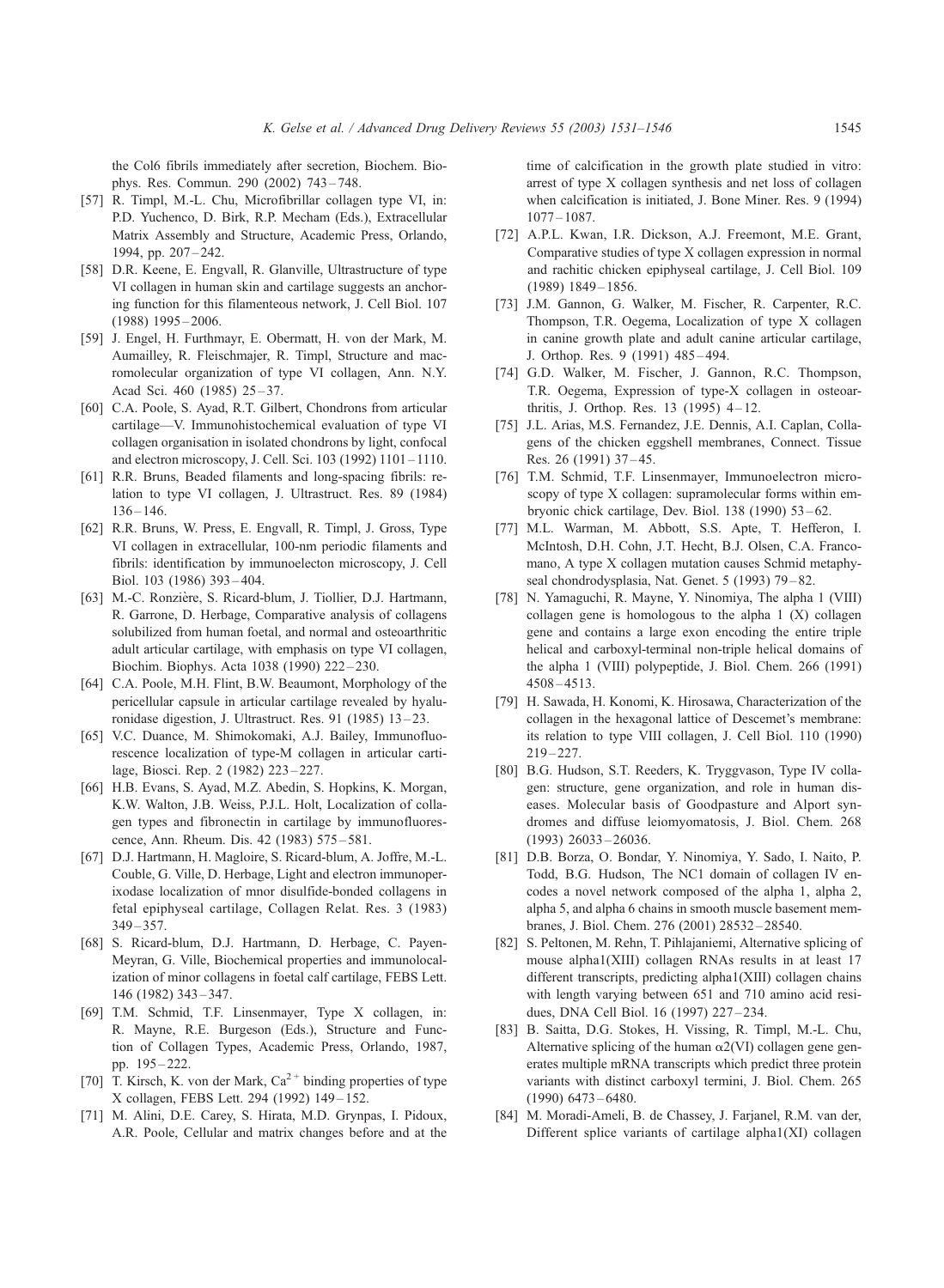the Col6 fibrils immediately after secretion, Biochem. Biophys. Res. Commun. 290 (2002) 743–748.

[57] R. Timpl, M.-L. Chu, Microfibrillar collagen type VI, in: P.D. Yuchenco, D. Birk, R.P. Mecham (Eds.), Extracellular Matrix Assembly and Structure, Academic Press, Orlando, 1994, pp. 207–242.

[58] D.R. Keene, E. Engvall, R. Glanville, Ultrastructure of type VI collagen in human skin and cartilage suggests an anchoring function for this filamenteous network, J. Cell Biol. 107 (1988) 1995–2006.

[59] J. Engel, H. Furthmayr, E. Obermatt, H. von der Mark, M. Aumailley, R. Fleischmajer, R. Timpl, Structure and macromolecular organization of type VI collagen, Ann. N.Y. Acad Sci. 460 (1985) 25–37.

[60] C.A. Poole, S. Ayad, R.T. Gilbert, Chondrons from articular cartilage—V. Immunohistochemical evaluation of type VI collagen organisation in isolated chondrons by light, confocal and electron microscopy, J. Cell. Sci. 103 (1992) 1101–1110.

[61] R.R. Bruns, Beaded filaments and long-spacing fibrils: relation to type VI collagen, J. Ultrastruct. Res. 89 (1984) 136–146.

[62] R.R. Bruns, W. Press, E. Engvall, R. Timpl, J. Gross, Type VI collagen in extracellular, 100-nm periodic filaments and fibrils: identification by immunoelecton microscopy, J. Cell Biol. 103 (1986) 393–404.

[63] M.-C. Ronzière, S. Ricard-blum, J. Tiollier, D.J. Hartmann, R. Garrone, D. Herbage, Comparative analysis of collagens solubilized from human foetal, and normal and osteoarthritic adult articular cartilage, with emphasis on type VI collagen, Biochim. Biophys. Acta 1038 (1990) 222–230.

[64] C.A. Poole, M.H. Flint, B.W. Beaumont, Morphology of the pericellular capsule in articular cartilage revealed by hyaluronidase digestion, J. Ultrastruct. Res. 91 (1985) 13–23.

[65] V.C. Duance, M. Shimokomaki, A.J. Bailey, Immunofluorescence localization of type-M collagen in articular cartilage, Biosci. Rep. 2 (1982) 223–227.

[66] H.B. Evans, S. Ayad, M.Z. Abedin, S. Hopkins, K. Morgan, K.W. Walton, J.B. Weiss, P.J.L. Holt, Localization of collagen types and fibronectin in cartilage by immunofluorescence, Ann. Rheum. Dis. 42 (1983) 575–581.

[67] D.J. Hartmann, H. Magloire, S. Ricard-blum, A. Joffre, M.-L. Couble, G. Ville, D. Herbage, Light and electron immunoperixodase localization of mnor disulfide-bonded collagens in fetal epiphyseal cartilage, Collagen Relat. Res. 3 (1983) 349–357.

[68] S. Ricard-blum, D.J. Hartmann, D. Herbage, C. Payen-Meyran, G. Ville, Biochemical properties and immunolocalization of minor collagens in foetal calf cartilage, FEBS Lett. 146 (1982) 343–347.

[69] T.M. Schmid, T.F. Linsenmayer, Type X collagen, in: R. Mayne, R.E. Burgeson (Eds.), Structure and Function of Collagen Types, Academic Press, Orlando, 1987, pp. 195–222.

[70] T. Kirsch, K. von der Mark, $Ca^{2+}$ binding properties of type X collagen, FEBS Lett. 294 (1992) 149–152.

[71] M. Alini, D.E. Carey, S. Hirata, M.D. Grynpas, I. Pidoux, A.R. Poole, Cellular and matrix changes before and at the time of calcification in the growth plate studied in vitro: arrest of type X collagen synthesis and net loss of collagen when calcification is initiated, J. Bone Miner. Res. 9 (1994) 1077–1087.

[72] A.P.L. Kwan, I.R. Dickson, A.J. Freemont, M.E. Grant, Comparative studies of type X collagen expression in normal and rachitic chicken epiphyseal cartilage, J. Cell Biol. 109 (1989) 1849–1856.

[73] J.M. Gannon, G. Walker, M. Fischer, R. Carpenter, R.C. Thompson, T.R. Oegema, Localization of type X collagen in canine growth plate and adult canine articular cartilage, J. Orthop. Res. 9 (1991) 485–494.

[74] G.D. Walker, M. Fischer, J. Gannon, R.C. Thompson, T.R. Oegema, Expression of type-X collagen in osteoarthritis, J. Orthop. Res. 13 (1995) 4–12.

[75] J.L. Arias, M.S. Fernandez, J.E. Dennis, A.I. Caplan, Collagens of the chicken eggshell membranes, Connect. Tissue Res. 26 (1991) 37–45.

[76] T.M. Schmid, T.F. Linsenmayer, Immunoelectron microscopy of type X collagen: supramolecular forms within embryonic chick cartilage, Dev. Biol. 138 (1990) 53–62.

[77] M.L. Warman, M. Abbott, S.S. Apte, T. Hefferon, I. McIntosh, D.H. Cohn, J.T. Hecht, B.J. Olsen, C.A. Francomano, A type X collagen mutation causes Schmid metaphyseal chondrodysplasia, Nat. Genet. 5 (1993) 79–82.

[78] N. Yamaguchi, R. Mayne, Y. Ninomiya, The alpha 1 (VIII) collagen gene is homologous to the alpha 1 (X) collagen gene and contains a large exon encoding the entire triple helical and carboxyl-terminal non-triple helical domains of the alpha 1 (VIII) polypeptide, J. Biol. Chem. 266 (1991) 4508–4513.

[79] H. Sawada, H. Konomi, K. Hirosawa, Characterization of the collagen in the hexagonal lattice of Descemet's membrane: its relation to type VIII collagen, J. Cell Biol. 110 (1990) 219–227.

[80] B.G. Hudson, S.T. Reeders, K. Tryggvason, Type IV collagen: structure, gene organization, and role in human diseases. Molecular basis of Goodpasture and Alport syndromes and diffuse leiomyomatosis, J. Biol. Chem. 268 (1993) 26033–26036.

[81] D.B. Borza, O. Bondar, Y. Ninomiya, Y. Sado, I. Naito, P. Todd, B.G. Hudson, The NC1 domain of collagen IV encodes a novel network composed of the alpha 1, alpha 2, alpha 5, and alpha 6 chains in smooth muscle basement membranes, J. Biol. Chem. 276 (2001) 28532–28540.

[82] S. Peltonen, M. Rehn, T. Pihlajaniemi, Alternative splicing of mouse alpha1(XIII) collagen RNAs results in at least 17 different transcripts, predicting alpha1(XIII) collagen chains with length varying between 651 and 710 amino acid residues, DNA Cell Biol. 16 (1997) 227–234.

[83] B. Saitta, D.G. Stokes, H. Vissing, R. Timpl, M.-L. Chu, Alternative splicing of the human $\alpha$2(VI) collagen gene generates multiple mRNA transcripts which predict three protein variants with distinct carboxyl termini, J. Biol. Chem. 265 (1990) 6473–6480.

[84] M. Moradi-Ameli, B. de Chassey, J. Farjanel, R.M. van der, Different splice variants of cartilage alpha1(XI) collagen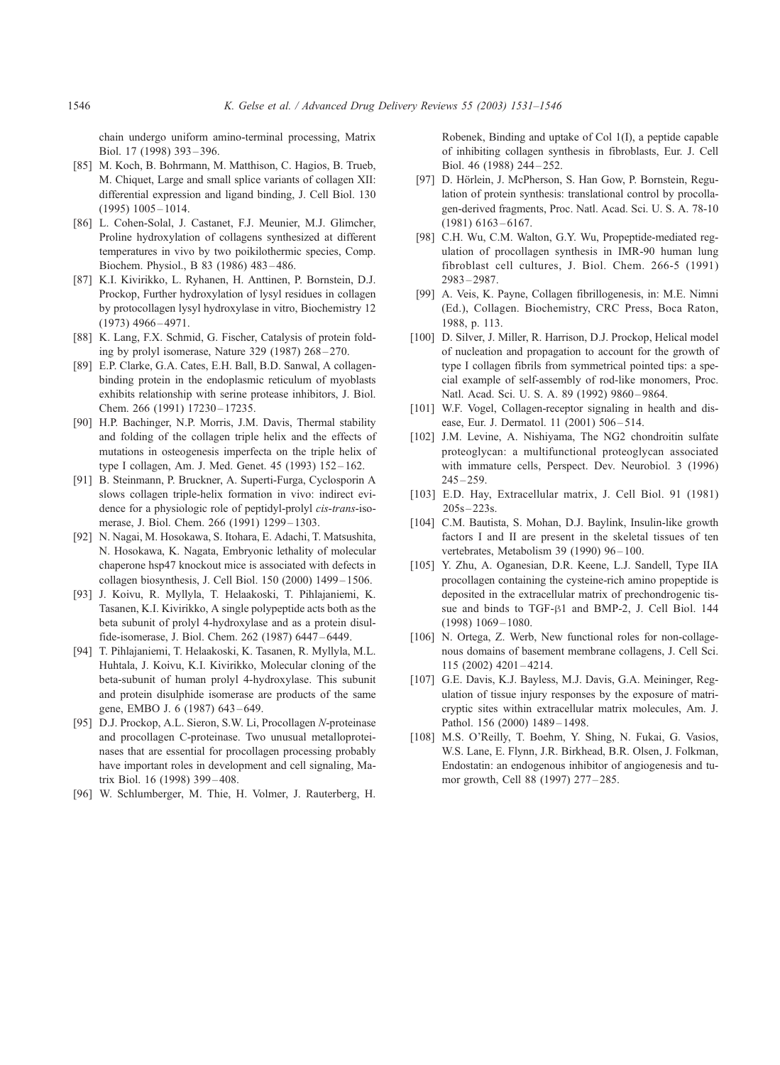chain undergo uniform amino-terminal processing, Matrix Biol. 17 (1998) 393–396.

[85] M. Koch, B. Bohrmann, M. Matthison, C. Hagios, B. Trueb, M. Chiquet, Large and small splice variants of collagen XII: differential expression and ligand binding, J. Cell Biol. 130 (1995) 1005–1014.

[86] L. Cohen-Solal, J. Castanet, F.J. Meunier, M.J. Glimcher, Proline hydroxylation of collagens synthesized at different temperatures in vivo by two poikilothermic species, Comp. Biochem. Physiol., B 83 (1986) 483–486.

[87] K.I. Kivirikko, L. Ryhanen, H. Anttinen, P. Bornstein, D.J. Prockop, Further hydroxylation of lysyl residues in collagen by protocollagen lysyl hydroxylase in vitro, Biochemistry 12 (1973) 4966–4971.

[88] K. Lang, F.X. Schmid, G. Fischer, Catalysis of protein folding by prolyl isomerase, Nature 329 (1987) 268–270.

[89] E.P. Clarke, G.A. Cates, E.H. Ball, B.D. Sanwal, A collagen-binding protein in the endoplasmic reticulum of myoblasts exhibits relationship with serine protease inhibitors, J. Biol. Chem. 266 (1991) 17230–17235.

[90] H.P. Bachinger, N.P. Morris, J.M. Davis, Thermal stability and folding of the collagen triple helix and the effects of mutations in osteogenesis imperfecta on the triple helix of type I collagen, Am. J. Med. Genet. 45 (1993) 152–162.

[91] B. Steinmann, P. Bruckner, A. Superti-Furga, Cyclosporin A slows collagen triple-helix formation in vivo: indirect evidence for a physiologic role of peptidyl-prolyl *cis-trans*-isomerase, J. Biol. Chem. 266 (1991) 1299–1303.

[92] N. Nagai, M. Hosokawa, S. Itohara, E. Adachi, T. Matsushita, N. Hosokawa, K. Nagata, Embryonic lethality of molecular chaperone hsp47 knockout mice is associated with defects in collagen biosynthesis, J. Cell Biol. 150 (2000) 1499–1506.

[93] J. Koivu, R. Myllyla, T. Helaakoski, T. Pihlajaniemi, K. Tasanen, K.I. Kivirikko, A single polypeptide acts both as the beta subunit of prolyl 4-hydroxylase and as a protein disulfide-isomerase, J. Biol. Chem. 262 (1987) 6447–6449.

[94] T. Pihlajaniemi, T. Helaakoski, K. Tasanen, R. Myllyla, M.L. Huhtala, J. Koivu, K.I. Kivirikko, Molecular cloning of the beta-subunit of human prolyl 4-hydroxylase. This subunit and protein disulphide isomerase are products of the same gene, EMBO J. 6 (1987) 643–649.

[95] D.J. Prockop, A.L. Sieron, S.W. Li, Procollagen *N*-proteinase and procollagen C-proteinase. Two unusual metalloproteinases that are essential for procollagen processing probably have important roles in development and cell signaling, Matrix Biol. 16 (1998) 399–408.

[96] W. Schlumberger, M. Thie, H. Volmer, J. Rauterberg, H. Robenek, Binding and uptake of Col 1(I), a peptide capable of inhibiting collagen synthesis in fibroblasts, Eur. J. Cell Biol. 46 (1988) 244–252.

[97] D. Hörlein, J. McPherson, S. Han Gow, P. Bornstein, Regulation of protein synthesis: translational control by procollagen-derived fragments, Proc. Natl. Acad. Sci. U. S. A. 78-10 (1981) 6163–6167.

[98] C.H. Wu, C.M. Walton, G.Y. Wu, Propeptide-mediated regulation of procollagen synthesis in IMR-90 human lung fibroblast cell cultures, J. Biol. Chem. 266-5 (1991) 2983–2987.

[99] A. Veis, K. Payne, Collagen fibrillogenesis, in: M.E. Nimni (Ed.), Collagen. Biochemistry, CRC Press, Boca Raton, 1988, p. 113.

[100] D. Silver, J. Miller, R. Harrison, D.J. Prockop, Helical model of nucleation and propagation to account for the growth of type I collagen fibrils from symmetrical pointed tips: a special example of self-assembly of rod-like monomers, Proc. Natl. Acad. Sci. U. S. A. 89 (1992) 9860–9864.

[101] W.F. Vogel, Collagen-receptor signaling in health and disease, Eur. J. Dermatol. 11 (2001) 506–514.

[102] J.M. Levine, A. Nishiyama, The NG2 chondroitin sulfate proteoglycan: a multifunctional proteoglycan associated with immature cells, Perspect. Dev. Neurobiol. 3 (1996) 245–259.

[103] E.D. Hay, Extracellular matrix, J. Cell Biol. 91 (1981) 205s–223s.

[104] C.M. Bautista, S. Mohan, D.J. Baylink, Insulin-like growth factors I and II are present in the skeletal tissues of ten vertebrates, Metabolism 39 (1990) 96–100.

[105] Y. Zhu, A. Oganesian, D.R. Keene, L.J. Sandell, Type IIA procollagen containing the cysteine-rich amino propeptide is deposited in the extracellular matrix of prechondrogenic tissue and binds to TGF-β1 and BMP-2, J. Cell Biol. 144 (1998) 1069–1080.

[106] N. Ortega, Z. Werb, New functional roles for non-collagenous domains of basement membrane collagens, J. Cell Sci. 115 (2002) 4201–4214.

[107] G.E. Davis, K.J. Bayless, M.J. Davis, G.A. Meininger, Regulation of tissue injury responses by the exposure of matricryptic sites within extracellular matrix molecules, Am. J. Pathol. 156 (2000) 1489–1498.

[108] M.S. O'Reilly, T. Boehm, Y. Shing, N. Fukai, G. Vasios, W.S. Lane, E. Flynn, J.R. Birkhead, B.R. Olsen, J. Folkman, Endostatin: an endogenous inhibitor of angiogenesis and tumor growth, Cell 88 (1997) 277–285.